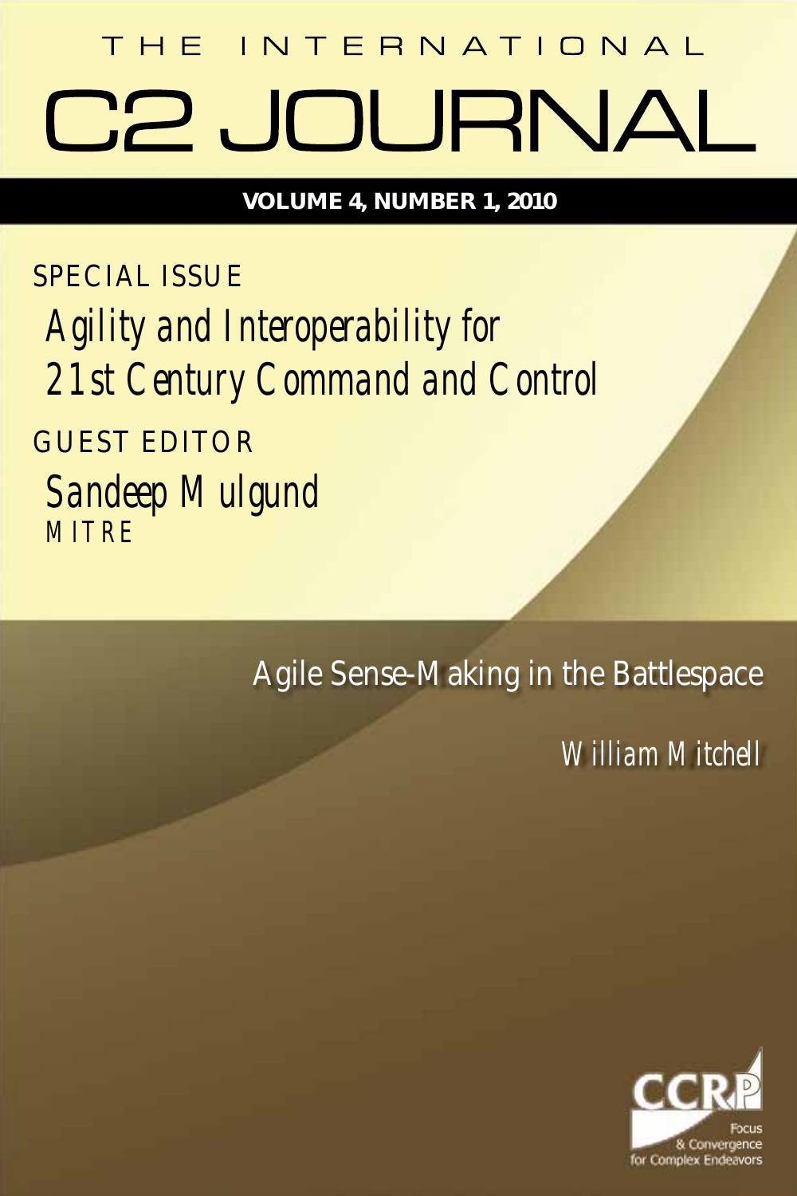# THE INTERNATIONAL C2 JOURNAL

**VOLUME 4, NUMBER 1, 2010**

SPECIAL ISSUE

## Agility and Interoperability for 21st Century Command and Control

GUEST EDITOR

Sandeep Mulgund
MITRE

# Agile Sense-Making in the Battlespace

William Mitchell

CCRP
Focus & Convergence for Complex Endeavors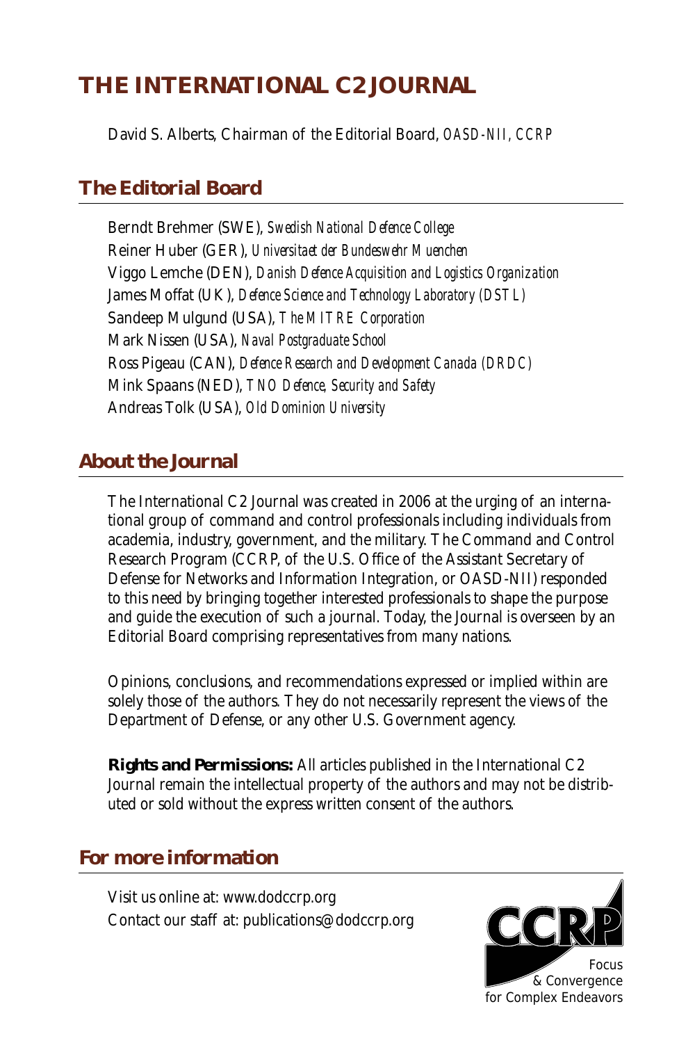# THE INTERNATIONAL C2 JOURNAL

David S. Alberts, Chairman of the Editorial Board, *OASD-NII, CCRP*

## The Editorial Board

Berndt Brehmer (SWE), *Swedish National Defence College*
Reiner Huber (GER), *Universitaet der Bundeswehr Muenchen*
Viggo Lemche (DEN), *Danish Defence Acquisition and Logistics Organization*
James Moffat (UK), *Defence Science and Technology Laboratory (DSTL)*
Sandeep Mulgund (USA), *The MITRE Corporation*
Mark Nissen (USA), *Naval Postgraduate School*
Ross Pigeau (CAN), *Defence Research and Development Canada (DRDC)*
Mink Spaans (NED), *TNO Defence, Security and Safety*
Andreas Tolk (USA), *Old Dominion University*

## About the Journal

The International C2 Journal was created in 2006 at the urging of an international group of command and control professionals including individuals from academia, industry, government, and the military. The Command and Control Research Program (CCRP, of the U.S. Office of the Assistant Secretary of Defense for Networks and Information Integration, or OASD-NII) responded to this need by bringing together interested professionals to shape the purpose and guide the execution of such a journal. Today, the Journal is overseen by an Editorial Board comprising representatives from many nations.

Opinions, conclusions, and recommendations expressed or implied within are solely those of the authors. They do not necessarily represent the views of the Department of Defense, or any other U.S. Government agency.

**Rights and Permissions:** All articles published in the International C2 Journal remain the intellectual property of the authors and may not be distributed or sold without the express written consent of the authors.

## For more information

Visit us online at: www.dodccrp.org
Contact our staff at: publications@dodccrp.org

CCRP
Focus & Convergence for Complex Endeavors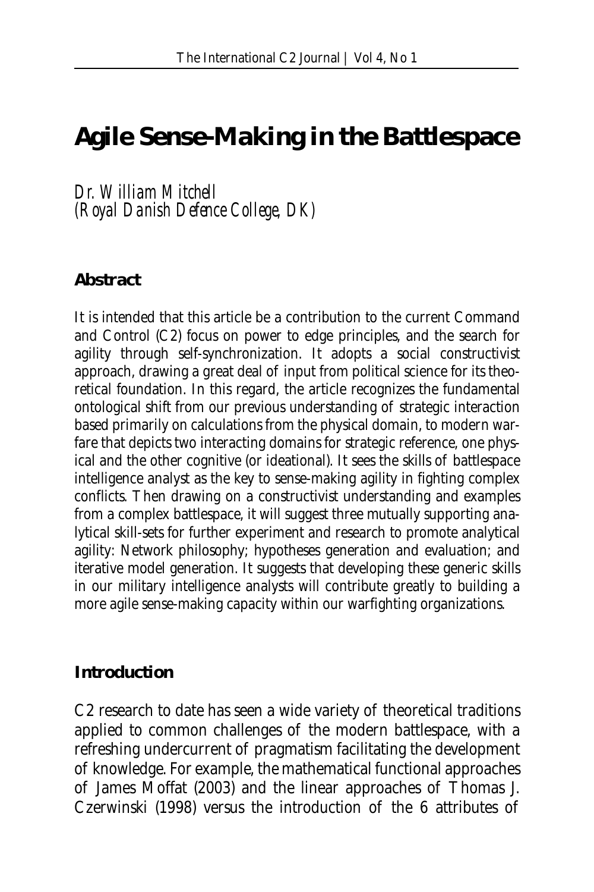# Agile Sense-Making in the Battlespace

*Dr. William Mitchell*
*(Royal Danish Defence College, DK)*

## Abstract

It is intended that this article be a contribution to the current Command and Control (C2) focus on power to edge principles, and the search for agility through self-synchronization. It adopts a social constructivist approach, drawing a great deal of input from political science for its theoretical foundation. In this regard, the article recognizes the fundamental ontological shift from our previous understanding of strategic interaction based primarily on calculations from the physical domain, to modern warfare that depicts two interacting domains for strategic reference, one physical and the other cognitive (or ideational). It sees the skills of battlespace intelligence analyst as the key to sense-making agility in fighting complex conflicts. Then drawing on a constructivist understanding and examples from a complex battlespace, it will suggest three mutually supporting analytical skill-sets for further experiment and research to promote analytical agility: Network philosophy; hypotheses generation and evaluation; and iterative model generation. It suggests that developing these generic skills in our military intelligence analysts will contribute greatly to building a more agile sense-making capacity within our warfighting organizations.

## Introduction

C2 research to date has seen a wide variety of theoretical traditions applied to common challenges of the modern battlespace, with a refreshing undercurrent of pragmatism facilitating the development of knowledge. For example, the mathematical functional approaches of James Moffat (2003) and the linear approaches of Thomas J. Czerwinski (1998) versus the introduction of the 6 attributes of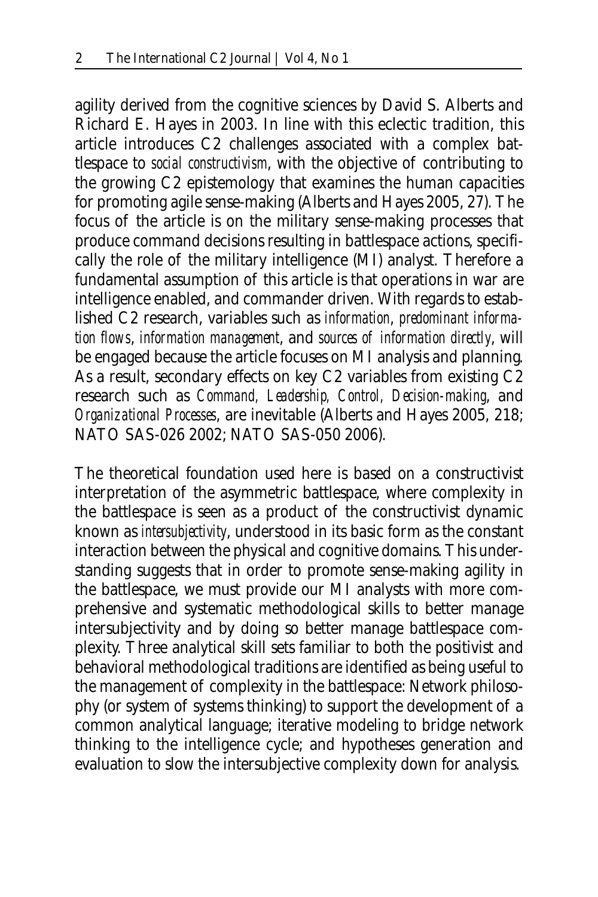agility derived from the cognitive sciences by David S. Alberts and Richard E. Hayes in 2003. In line with this eclectic tradition, this article introduces C2 challenges associated with a complex battlespace to *social constructivism*, with the objective of contributing to the growing C2 epistemology that examines the human capacities for promoting agile sense-making (Alberts and Hayes 2005, 27). The focus of the article is on the military sense-making processes that produce command decisions resulting in battlespace actions, specifically the role of the military intelligence (MI) analyst. Therefore a fundamental assumption of this article is that operations in war are intelligence enabled, and commander driven. With regards to established C2 research, variables such as *information*, *predominant information flows*, *information management*, and *sources of information directly*, will be engaged because the article focuses on MI analysis and planning. As a result, secondary effects on key C2 variables from existing C2 research such as *Command, Leadership, Control, Decision-making*, and *Organizational Processes*, are inevitable (Alberts and Hayes 2005, 218; NATO SAS-026 2002; NATO SAS-050 2006).

The theoretical foundation used here is based on a constructivist interpretation of the asymmetric battlespace, where complexity in the battlespace is seen as a product of the constructivist dynamic known as *intersubjectivity*, understood in its basic form as the constant interaction between the physical and cognitive domains. This understanding suggests that in order to promote sense-making agility in the battlespace, we must provide our MI analysts with more comprehensive and systematic methodological skills to better manage intersubjectivity and by doing so better manage battlespace complexity. Three analytical skill sets familiar to both the positivist and behavioral methodological traditions are identified as being useful to the management of complexity in the battlespace: Network philosophy (or system of systems thinking) to support the development of a common analytical language; iterative modeling to bridge network thinking to the intelligence cycle; and hypotheses generation and evaluation to slow the intersubjective complexity down for analysis.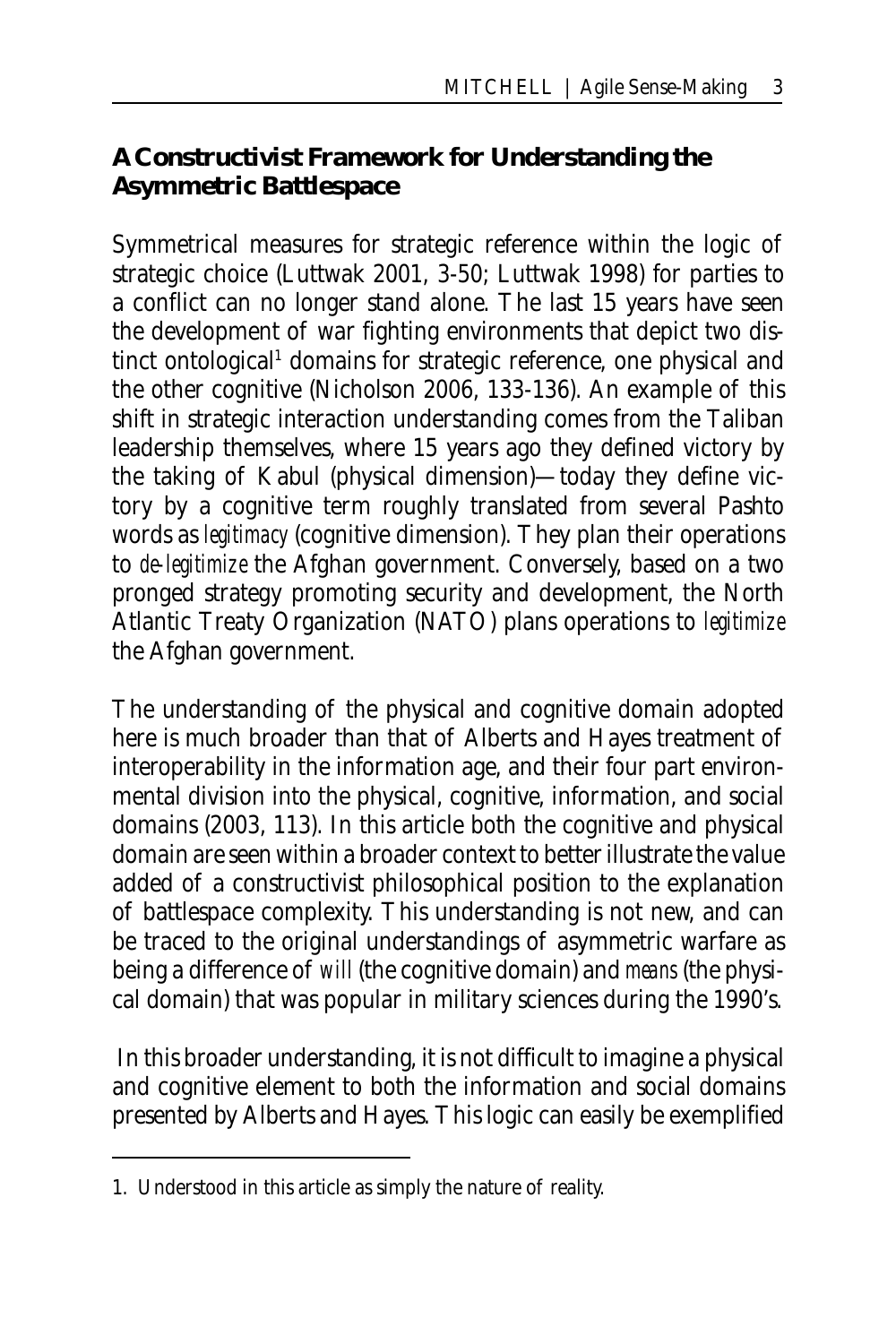### A Constructivist Framework for Understanding the Asymmetric Battlespace

Symmetrical measures for strategic reference within the logic of strategic choice (Luttwak 2001, 3-50; Luttwak 1998) for parties to a conflict can no longer stand alone. The last 15 years have seen the development of war fighting environments that depict two distinct ontological[1] domains for strategic reference, one physical and the other cognitive (Nicholson 2006, 133-136). An example of this shift in strategic interaction understanding comes from the Taliban leadership themselves, where 15 years ago they defined victory by the taking of Kabul (physical dimension)—today they define victory by a cognitive term roughly translated from several Pashto words as *legitimacy* (cognitive dimension). They plan their operations to *de-legitimize* the Afghan government. Conversely, based on a two pronged strategy promoting security and development, the North Atlantic Treaty Organization (NATO) plans operations to *legitimize* the Afghan government.

The understanding of the physical and cognitive domain adopted here is much broader than that of Alberts and Hayes treatment of interoperability in the information age, and their four part environmental division into the physical, cognitive, information, and social domains (2003, 113). In this article both the cognitive and physical domain are seen within a broader context to better illustrate the value added of a constructivist philosophical position to the explanation of battlespace complexity. This understanding is not new, and can be traced to the original understandings of asymmetric warfare as being a difference of *will* (the cognitive domain) and *means* (the physical domain) that was popular in military sciences during the 1990's.

In this broader understanding, it is not difficult to imagine a physical and cognitive element to both the information and social domains presented by Alberts and Hayes. This logic can easily be exemplified

1. Understood in this article as simply the nature of reality.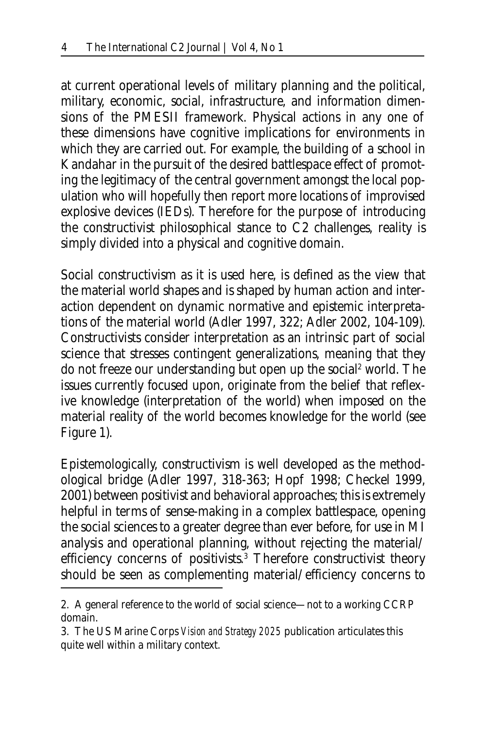at current operational levels of military planning and the political, military, economic, social, infrastructure, and information dimensions of the PMESII framework. Physical actions in any one of these dimensions have cognitive implications for environments in which they are carried out. For example, the building of a school in Kandahar in the pursuit of the desired battlespace effect of promoting the legitimacy of the central government amongst the local population who will hopefully then report more locations of improvised explosive devices (IEDs). Therefore for the purpose of introducing the constructivist philosophical stance to C2 challenges, reality is simply divided into a physical and cognitive domain.

Social constructivism as it is used here, is defined as the view that the material world shapes and is shaped by human action and interaction dependent on dynamic normative and epistemic interpretations of the material world (Adler 1997, 322; Adler 2002, 104-109). Constructivists consider interpretation as an intrinsic part of social science that stresses contingent generalizations, meaning that they do not freeze our understanding but open up the social[2] world. The issues currently focused upon, originate from the belief that reflexive knowledge (interpretation of the world) when imposed on the material reality of the world becomes knowledge for the world (see Figure 1).

Epistemologically, constructivism is well developed as the methodological bridge (Adler 1997, 318-363; Hopf 1998; Checkel 1999, 2001) between positivist and behavioral approaches; this is extremely helpful in terms of sense-making in a complex battlespace, opening the social sciences to a greater degree than ever before, for use in MI analysis and operational planning, without rejecting the material/efficiency concerns of positivists.[3] Therefore constructivist theory should be seen as complementing material/efficiency concerns to

2. A general reference to the world of social science—not to a working CCRP domain.

3. The US Marine Corps *Vision and Strategy 2025* publication articulates this quite well within a military context.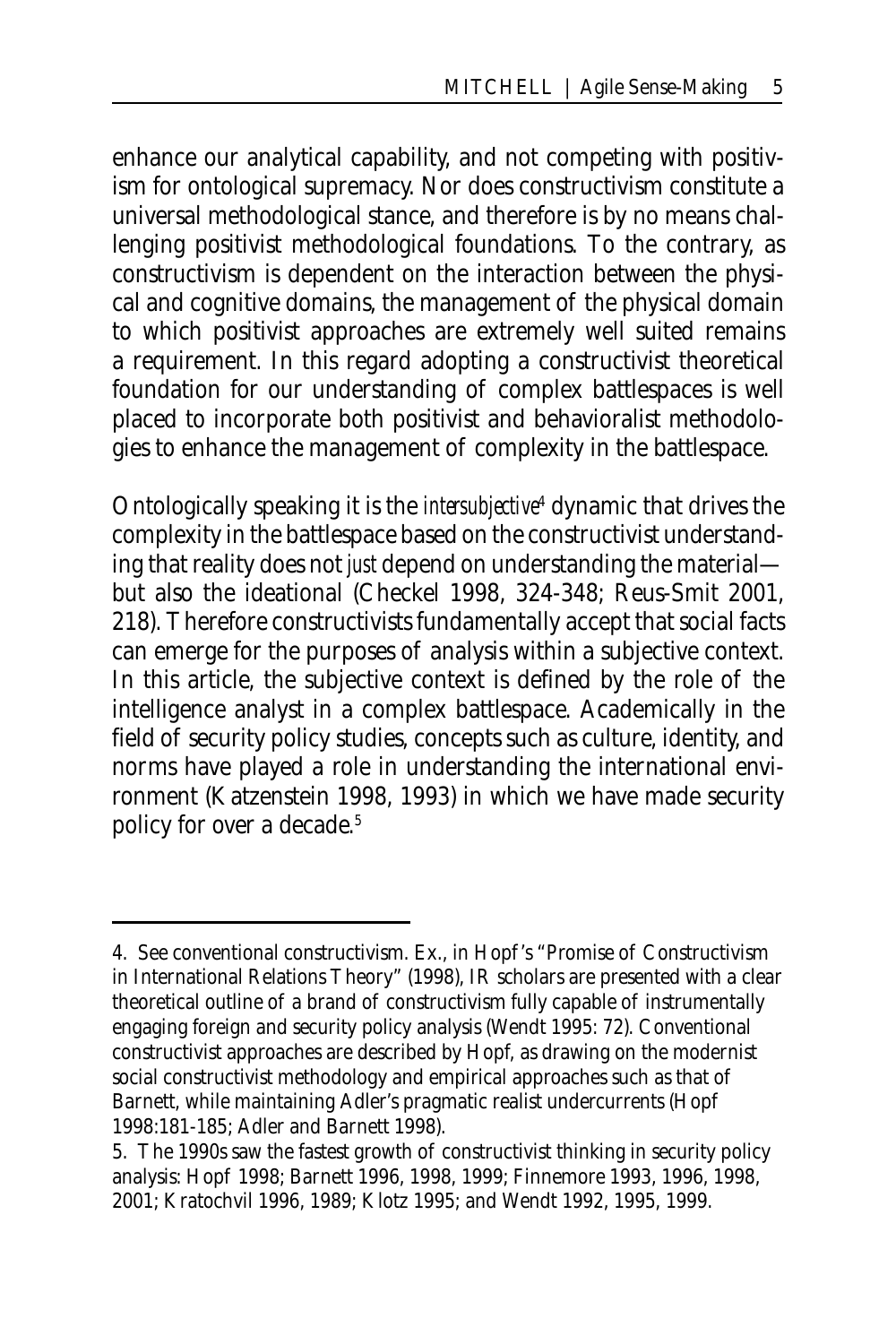enhance our analytical capability, and not competing with positivism for ontological supremacy. Nor does constructivism constitute a universal methodological stance, and therefore is by no means challenging positivist methodological foundations. To the contrary, as constructivism is dependent on the interaction between the physical and cognitive domains, the management of the physical domain to which positivist approaches are extremely well suited remains a requirement. In this regard adopting a constructivist theoretical foundation for our understanding of complex battlespaces is well placed to incorporate both positivist and behavioralist methodologies to enhance the management of complexity in the battlespace.

Ontologically speaking it is the *intersubjective*[4] dynamic that drives the complexity in the battlespace based on the constructivist understanding that reality does not *just* depend on understanding the material—but also the ideational (Checkel 1998, 324-348; Reus-Smit 2001, 218). Therefore constructivists fundamentally accept that social facts can emerge for the purposes of analysis within a subjective context. In this article, the subjective context is defined by the role of the intelligence analyst in a complex battlespace. Academically in the field of security policy studies, concepts such as culture, identity, and norms have played a role in understanding the international environment (Katzenstein 1998, 1993) in which we have made security policy for over a decade.[5]

---

4. See conventional constructivism. Ex., in Hopf's "Promise of Constructivism in International Relations Theory" (1998), IR scholars are presented with a clear theoretical outline of a brand of constructivism fully capable of instrumentally engaging foreign and security policy analysis (Wendt 1995: 72). Conventional constructivist approaches are described by Hopf, as drawing on the modernist social constructivist methodology and empirical approaches such as that of Barnett, while maintaining Adler's pragmatic realist undercurrents (Hopf 1998:181-185; Adler and Barnett 1998).

5. The 1990s saw the fastest growth of constructivist thinking in security policy analysis: Hopf 1998; Barnett 1996, 1998, 1999; Finnemore 1993, 1996, 1998, 2001; Kratochvil 1996, 1989; Klotz 1995; and Wendt 1992, 1995, 1999.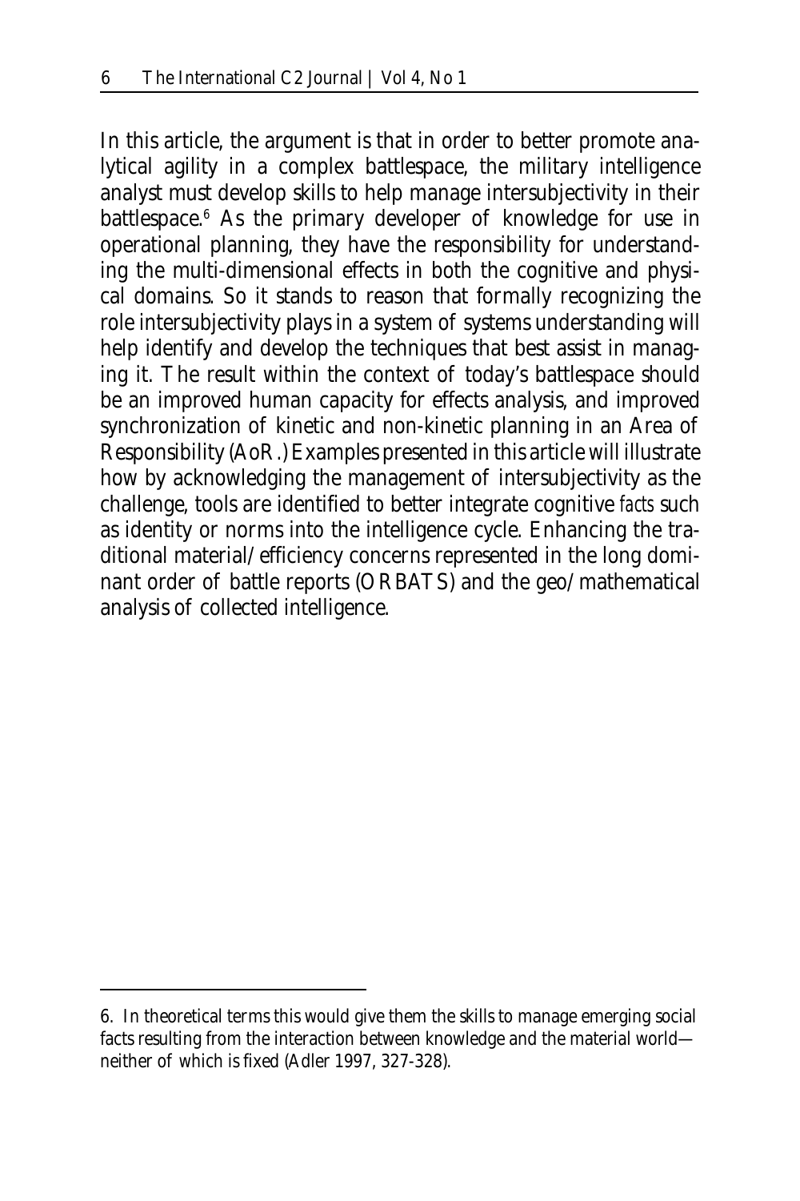In this article, the argument is that in order to better promote analytical agility in a complex battlespace, the military intelligence analyst must develop skills to help manage intersubjectivity in their battlespace.[6] As the primary developer of knowledge for use in operational planning, they have the responsibility for understanding the multi-dimensional effects in both the cognitive and physical domains. So it stands to reason that formally recognizing the role intersubjectivity plays in a system of systems understanding will help identify and develop the techniques that best assist in managing it. The result within the context of today's battlespace should be an improved human capacity for effects analysis, and improved synchronization of kinetic and non-kinetic planning in an Area of Responsibility (AoR.) Examples presented in this article will illustrate how by acknowledging the management of intersubjectivity as the challenge, tools are identified to better integrate cognitive *facts* such as identity or norms into the intelligence cycle. Enhancing the traditional material/efficiency concerns represented in the long dominant order of battle reports (ORBATS) and the geo/mathematical analysis of collected intelligence.

6. In theoretical terms this would give them the skills to manage emerging social facts resulting from the interaction between knowledge and the material world—neither of which is fixed (Adler 1997, 327-328).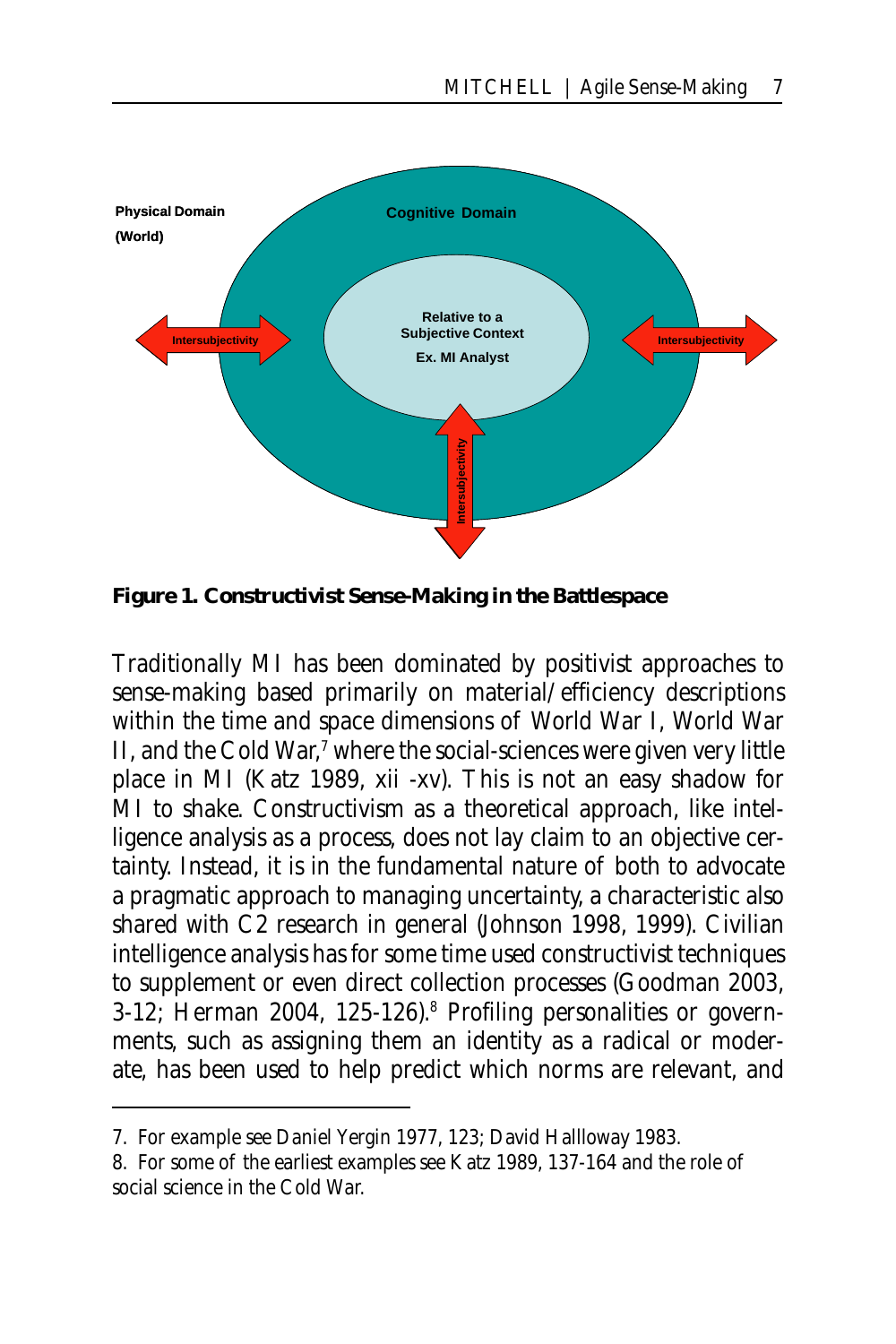**Figure 1. Constructivist Sense-Making in the Battlespace**

Traditionally MI has been dominated by positivist approaches to sense-making based primarily on material/efficiency descriptions within the time and space dimensions of World War I, World War II, and the Cold War,[7] where the social-sciences were given very little place in MI (Katz 1989, xii -xv). This is not an easy shadow for MI to shake. Constructivism as a theoretical approach, like intelligence analysis as a process, does not lay claim to an objective certainty. Instead, it is in the fundamental nature of both to advocate a pragmatic approach to managing uncertainty, a characteristic also shared with C2 research in general (Johnson 1998, 1999). Civilian intelligence analysis has for some time used constructivist techniques to supplement or even direct collection processes (Goodman 2003, 3-12; Herman 2004, 125-126).[8] Profiling personalities or governments, such as assigning them an identity as a radical or moderate, has been used to help predict which norms are relevant, and

---

7. For example see Daniel Yergin 1977, 123; David Hallloway 1983.

8. For some of the earliest examples see Katz 1989, 137-164 and the role of social science in the Cold War.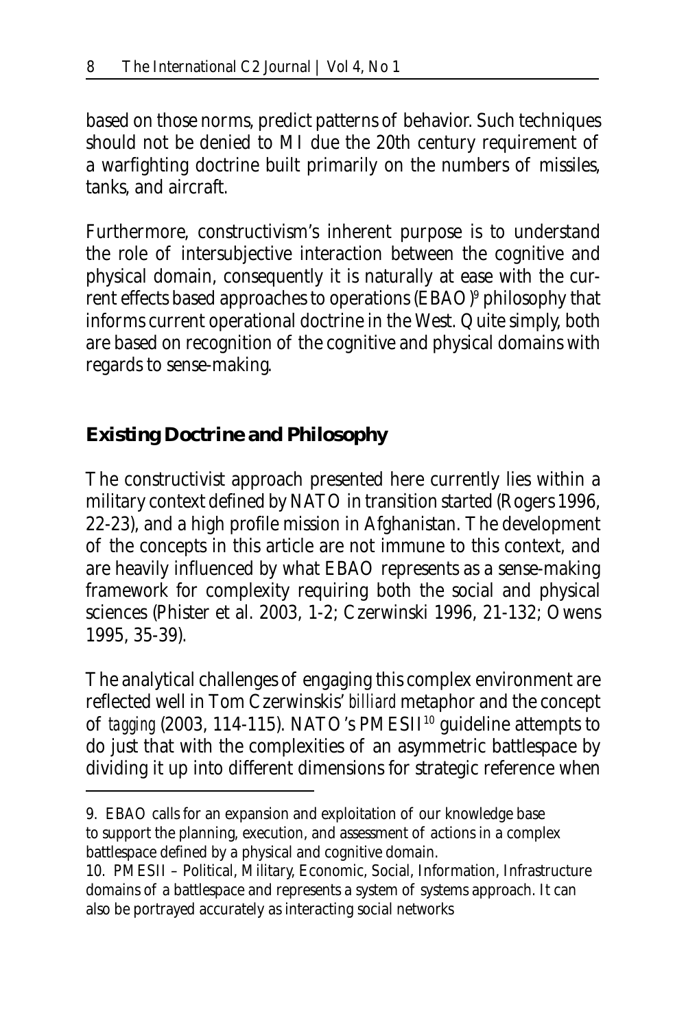based on those norms, predict patterns of behavior. Such techniques should not be denied to MI due the 20th century requirement of a warfighting doctrine built primarily on the numbers of missiles, tanks, and aircraft.

Furthermore, constructivism's inherent purpose is to understand the role of intersubjective interaction between the cognitive and physical domain, consequently it is naturally at ease with the current effects based approaches to operations (EBAO)[9] philosophy that informs current operational doctrine in the West. Quite simply, both are based on recognition of the cognitive and physical domains with regards to sense-making.

## Existing Doctrine and Philosophy

The constructivist approach presented here currently lies within a military context defined by NATO in transition started (Rogers 1996, 22-23), and a high profile mission in Afghanistan. The development of the concepts in this article are not immune to this context, and are heavily influenced by what EBAO represents as a sense-making framework for complexity requiring both the social and physical sciences (Phister et al. 2003, 1-2; Czerwinski 1996, 21-132; Owens 1995, 35-39).

The analytical challenges of engaging this complex environment are reflected well in Tom Czerwinskis' *billiard* metaphor and the concept of *tagging* (2003, 114-115). NATO's PMESII[10] guideline attempts to do just that with the complexities of an asymmetric battlespace by dividing it up into different dimensions for strategic reference when

9. EBAO calls for an expansion and exploitation of our knowledge base to support the planning, execution, and assessment of actions in a complex battlespace defined by a physical and cognitive domain.

10. PMESII – Political, Military, Economic, Social, Information, Infrastructure domains of a battlespace and represents a system of systems approach. It can also be portrayed accurately as interacting social networks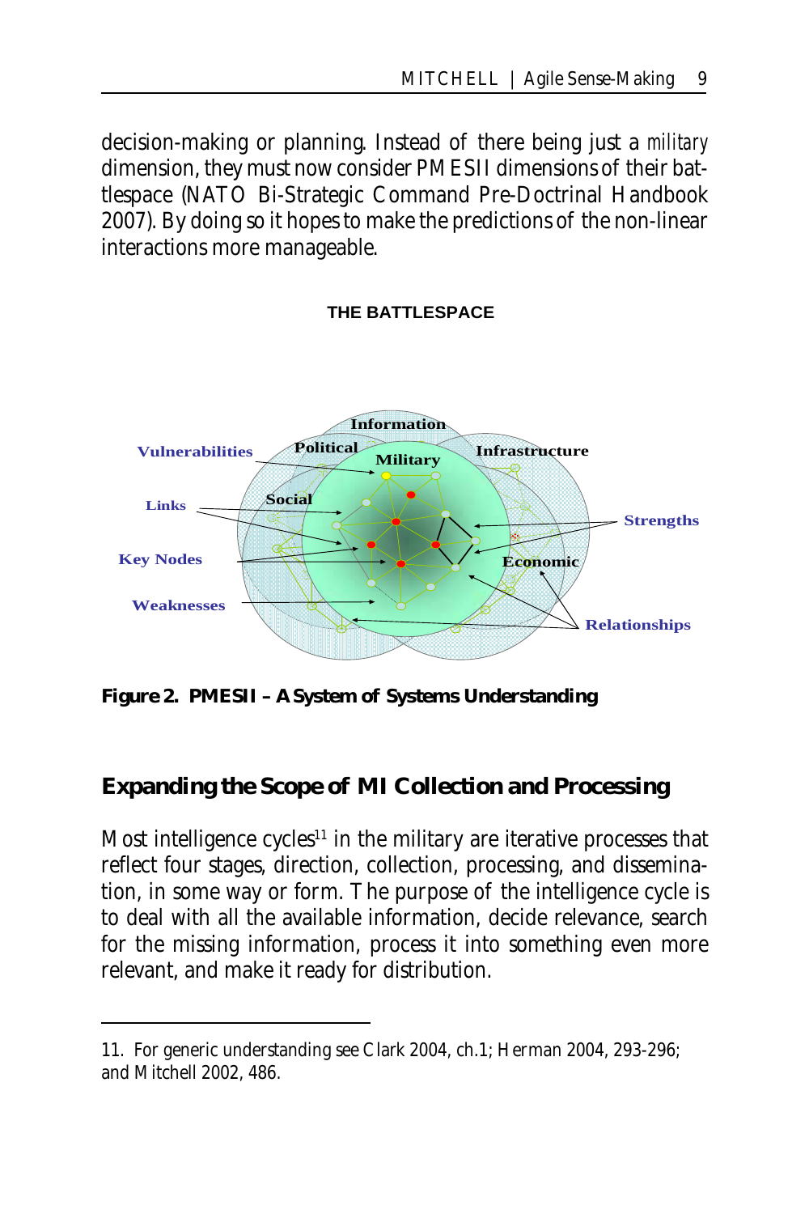decision-making or planning. Instead of there being just a *military* dimension, they must now consider PMESII dimensions of their battlespace (NATO Bi-Strategic Command Pre-Doctrinal Handbook 2007). By doing so it hopes to make the predictions of the non-linear interactions more manageable.

**Figure 2. PMESII – A System of Systems Understanding**

## Expanding the Scope of MI Collection and Processing

Most intelligence cycles[11] in the military are iterative processes that reflect four stages, direction, collection, processing, and dissemination, in some way or form. The purpose of the intelligence cycle is to deal with all the available information, decide relevance, search for the missing information, process it into something even more relevant, and make it ready for distribution.

---

11. For generic understanding see Clark 2004, ch.1; Herman 2004, 293-296; and Mitchell 2002, 486.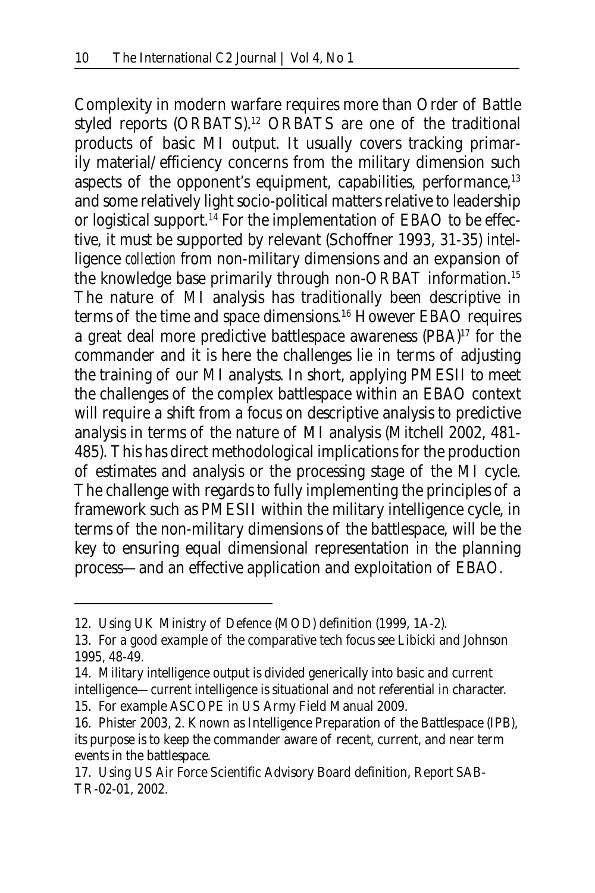Complexity in modern warfare requires more than Order of Battle styled reports (ORBATS).[12] ORBATS are one of the traditional products of basic MI output. It usually covers tracking primarily material/efficiency concerns from the military dimension such aspects of the opponent's equipment, capabilities, performance,[13] and some relatively light socio-political matters relative to leadership or logistical support.[14] For the implementation of EBAO to be effective, it must be supported by relevant (Schoffner 1993, 31-35) intelligence *collection* from non-military dimensions and an expansion of the knowledge base primarily through non-ORBAT information.[15] The nature of MI analysis has traditionally been descriptive in terms of the time and space dimensions.[16] However EBAO requires a great deal more predictive battlespace awareness (PBA)[17] for the commander and it is here the challenges lie in terms of adjusting the training of our MI analysts. In short, applying PMESII to meet the challenges of the complex battlespace within an EBAO context will require a shift from a focus on descriptive analysis to predictive analysis in terms of the nature of MI analysis (Mitchell 2002, 481-485). This has direct methodological implications for the production of estimates and analysis or the processing stage of the MI cycle. The challenge with regards to fully implementing the principles of a framework such as PMESII within the military intelligence cycle, in terms of the non-military dimensions of the battlespace, will be the key to ensuring equal dimensional representation in the planning process—and an effective application and exploitation of EBAO.

---

12. Using UK Ministry of Defence (MOD) definition (1999, 1A-2).

13. For a good example of the comparative tech focus see Libicki and Johnson 1995, 48-49.

14. Military intelligence output is divided generically into basic and current intelligence—current intelligence is situational and not referential in character.

15. For example ASCOPE in US Army Field Manual 2009.

16. Phister 2003, 2. Known as Intelligence Preparation of the Battlespace (IPB), its purpose is to keep the commander aware of recent, current, and near term events in the battlespace.

17. Using US Air Force Scientific Advisory Board definition, Report SAB-TR-02-01, 2002.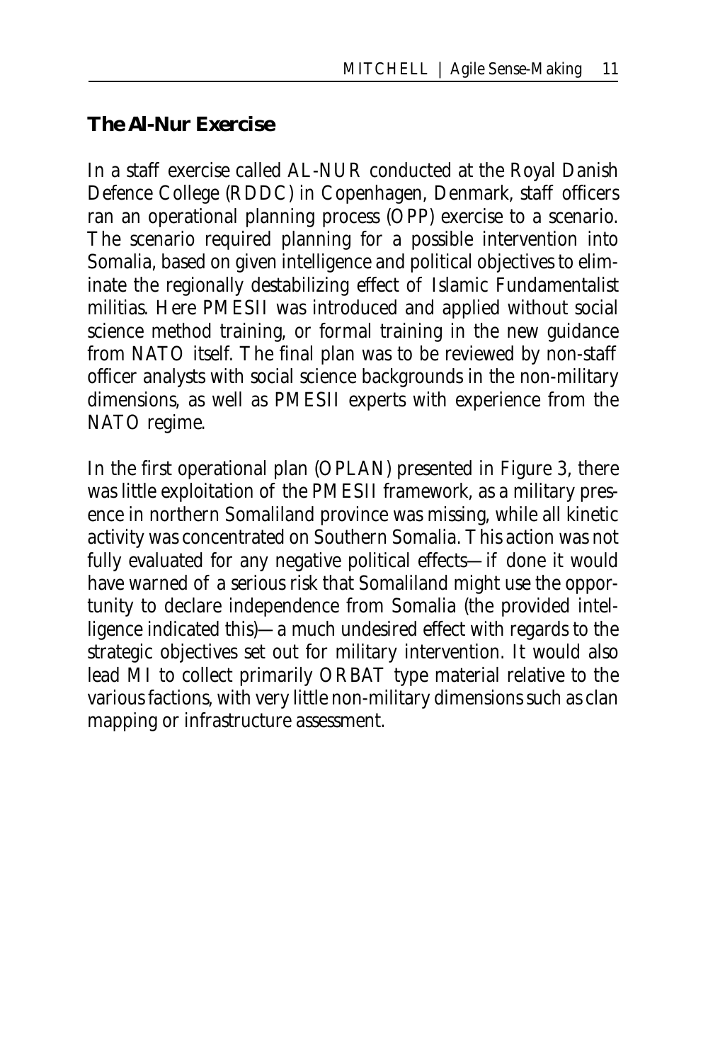### The Al-Nur Exercise

In a staff exercise called AL-NUR conducted at the Royal Danish Defence College (RDDC) in Copenhagen, Denmark, staff officers ran an operational planning process (OPP) exercise to a scenario. The scenario required planning for a possible intervention into Somalia, based on given intelligence and political objectives to eliminate the regionally destabilizing effect of Islamic Fundamentalist militias. Here PMESII was introduced and applied without social science method training, or formal training in the new guidance from NATO itself. The final plan was to be reviewed by non-staff officer analysts with social science backgrounds in the non-military dimensions, as well as PMESII experts with experience from the NATO regime.

In the first operational plan (OPLAN) presented in Figure 3, there was little exploitation of the PMESII framework, as a military presence in northern Somaliland province was missing, while all kinetic activity was concentrated on Southern Somalia. This action was not fully evaluated for any negative political effects—if done it would have warned of a serious risk that Somaliland might use the opportunity to declare independence from Somalia (the provided intelligence indicated this)—a much undesired effect with regards to the strategic objectives set out for military intervention. It would also lead MI to collect primarily ORBAT type material relative to the various factions, with very little non-military dimensions such as clan mapping or infrastructure assessment.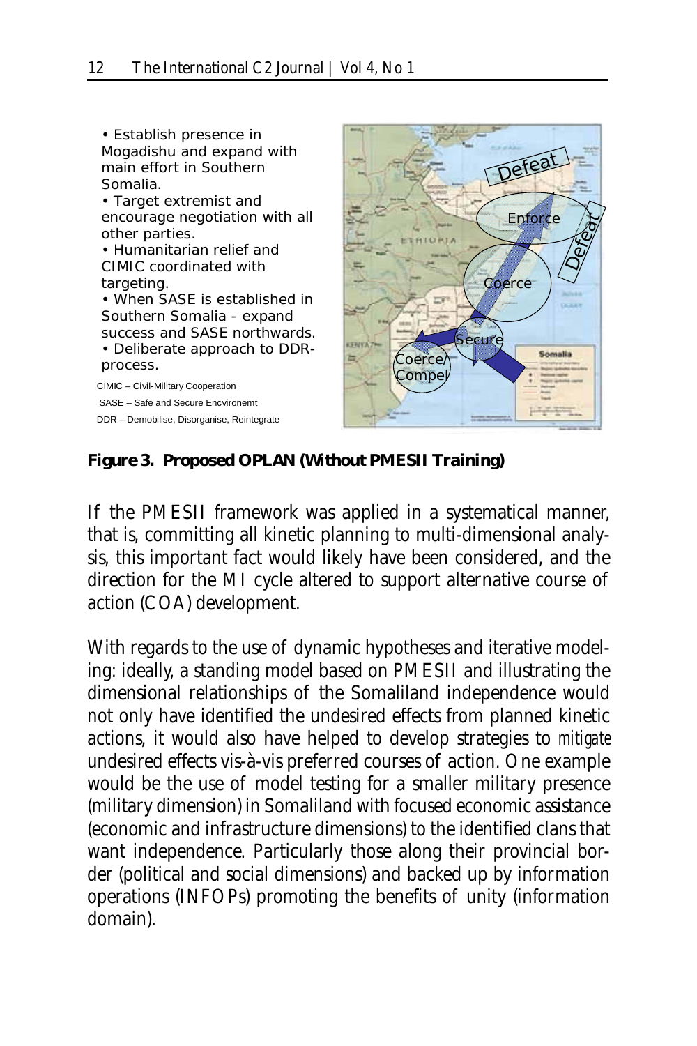• Establish presence in Mogadishu and expand with main effort in Southern Somalia.
• Target extremist and encourage negotiation with all other parties.
• Humanitarian relief and CIMIC coordinated with targeting.
• When SASE is established in Southern Somalia - expand success and SASE northwards.
• Deliberate approach to DDR-process.

CIMIC – Civil-Military Cooperation
SASE – Safe and Secure Encvironemt
DDR – Demobilise, Disorganise, Reintegrate

**Figure 3. Proposed OPLAN (Without PMESII Training)**

If the PMESII framework was applied in a systematical manner, that is, committing all kinetic planning to multi-dimensional analysis, this important fact would likely have been considered, and the direction for the MI cycle altered to support alternative course of action (COA) development.

With regards to the use of dynamic hypotheses and iterative modeling: ideally, a standing model based on PMESII and illustrating the dimensional relationships of the Somaliland independence would not only have identified the undesired effects from planned kinetic actions, it would also have helped to develop strategies to *mitigate* undesired effects vis-à-vis preferred courses of action. One example would be the use of model testing for a smaller military presence (military dimension) in Somaliland with focused economic assistance (economic and infrastructure dimensions) to the identified clans that want independence. Particularly those along their provincial border (political and social dimensions) and backed up by information operations (INFOPs) promoting the benefits of unity (information domain).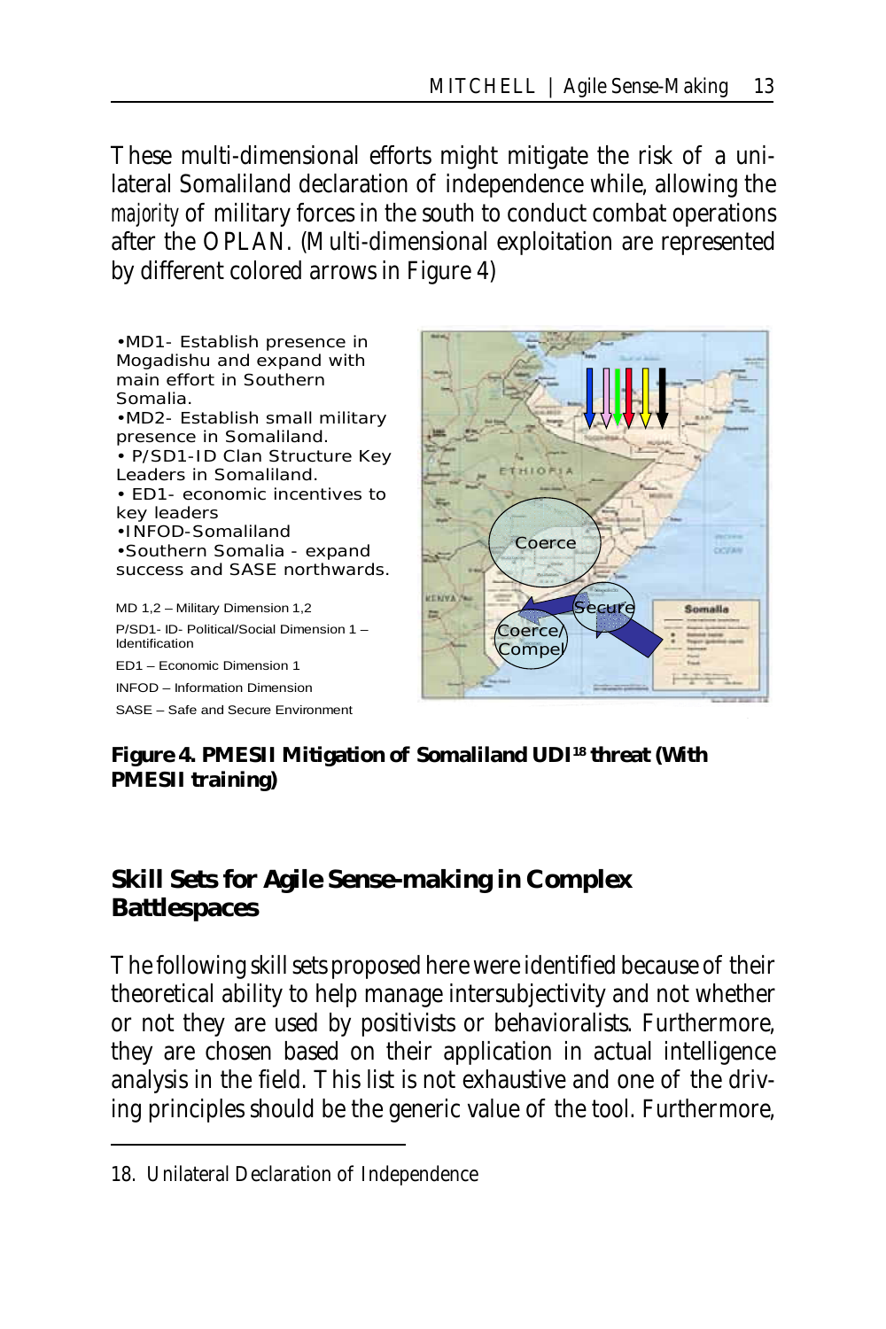These multi-dimensional efforts might mitigate the risk of a unilateral Somaliland declaration of independence while, allowing the *majority* of military forces in the south to conduct combat operations after the OPLAN. (Multi-dimensional exploitation are represented by different colored arrows in Figure 4)

•MD1- Establish presence in Mogadishu and expand with main effort in Southern Somalia.
•MD2- Establish small military presence in Somaliland.
• P/SD1-ID Clan Structure Key Leaders in Somaliland.
• ED1- economic incentives to key leaders
•INFOD-Somaliland
•Southern Somalia - expand success and SASE northwards.

MD 1,2 – Military Dimension 1,2
P/SD1- ID- Political/Social Dimension 1 – Identification
ED1 – Economic Dimension 1
INFOD – Information Dimension
SASE – Safe and Secure Environment

**Figure 4. PMESII Mitigation of Somaliland UDI[18] threat (With PMESII training)**

## Skill Sets for Agile Sense-making in Complex Battlespaces

The following skill sets proposed here were identified because of their theoretical ability to help manage intersubjectivity and not whether or not they are used by positivists or behavioralists. Furthermore, they are chosen based on their application in actual intelligence analysis in the field. This list is not exhaustive and one of the driving principles should be the generic value of the tool. Furthermore,

18. Unilateral Declaration of Independence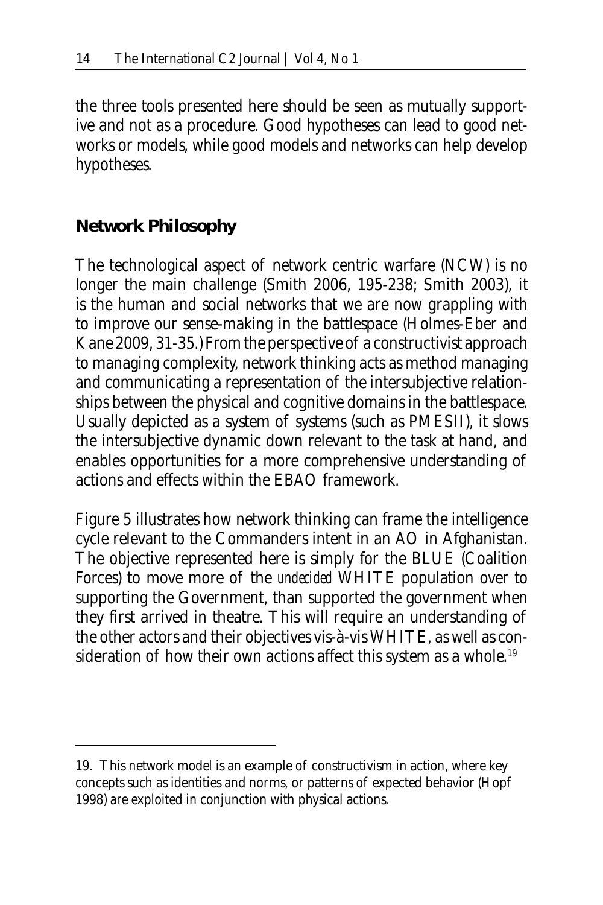the three tools presented here should be seen as mutually supportive and not as a procedure. Good hypotheses can lead to good networks or models, while good models and networks can help develop hypotheses.

## Network Philosophy

The technological aspect of network centric warfare (NCW) is no longer the main challenge (Smith 2006, 195-238; Smith 2003), it is the human and social networks that we are now grappling with to improve our sense-making in the battlespace (Holmes-Eber and Kane 2009, 31-35.) From the perspective of a constructivist approach to managing complexity, network thinking acts as method managing and communicating a representation of the intersubjective relationships between the physical and cognitive domains in the battlespace. Usually depicted as a system of systems (such as PMESII), it slows the intersubjective dynamic down relevant to the task at hand, and enables opportunities for a more comprehensive understanding of actions and effects within the EBAO framework.

Figure 5 illustrates how network thinking can frame the intelligence cycle relevant to the Commanders intent in an AO in Afghanistan. The objective represented here is simply for the BLUE (Coalition Forces) to move more of the *undecided* WHITE population over to supporting the Government, than supported the government when they first arrived in theatre. This will require an understanding of the other actors and their objectives vis-à-vis WHITE, as well as consideration of how their own actions affect this system as a whole.[19]

---

19. This network model is an example of constructivism in action, where key concepts such as identities and norms, or patterns of expected behavior (Hopf 1998) are exploited in conjunction with physical actions.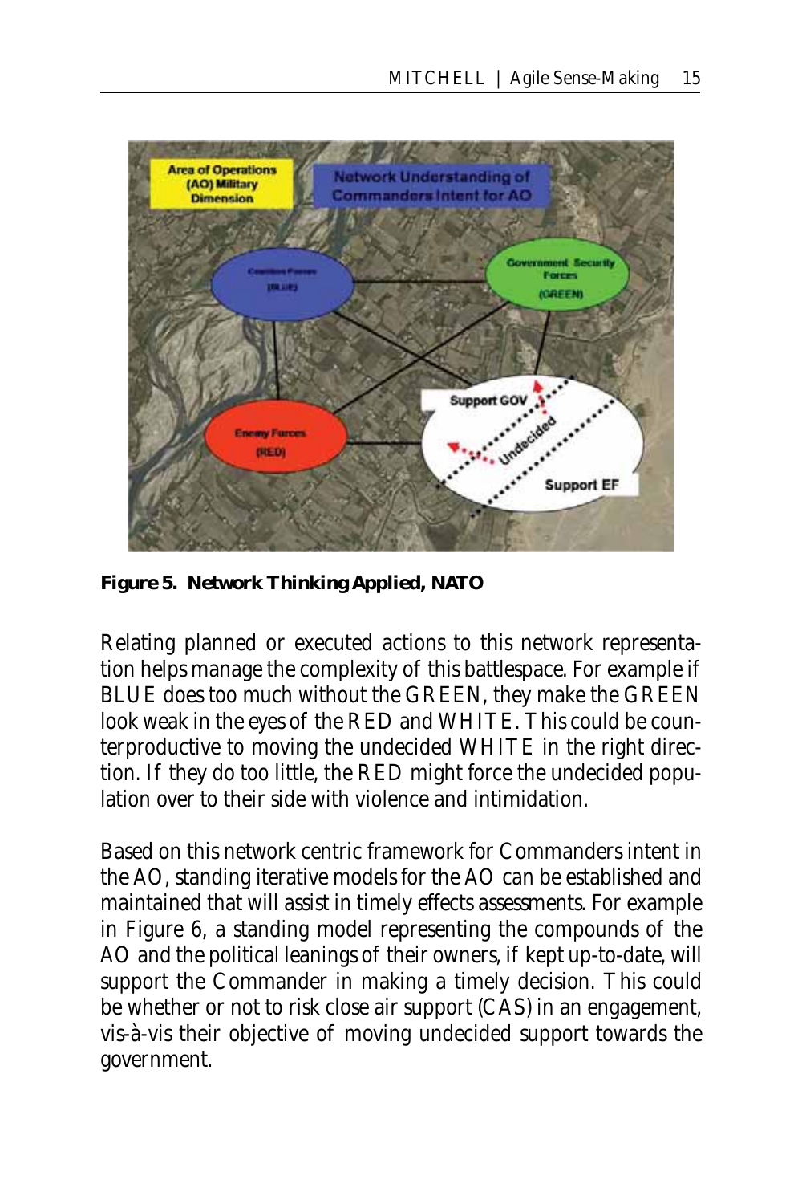**Figure 5. Network Thinking Applied, NATO**

Relating planned or executed actions to this network representation helps manage the complexity of this battlespace. For example if BLUE does too much without the GREEN, they make the GREEN look weak in the eyes of the RED and WHITE. This could be counterproductive to moving the undecided WHITE in the right direction. If they do too little, the RED might force the undecided population over to their side with violence and intimidation.

Based on this network centric framework for Commanders intent in the AO, standing iterative models for the AO can be established and maintained that will assist in timely effects assessments. For example in Figure 6, a standing model representing the compounds of the AO and the political leanings of their owners, if kept up-to-date, will support the Commander in making a timely decision. This could be whether or not to risk close air support (CAS) in an engagement, vis-à-vis their objective of moving undecided support towards the government.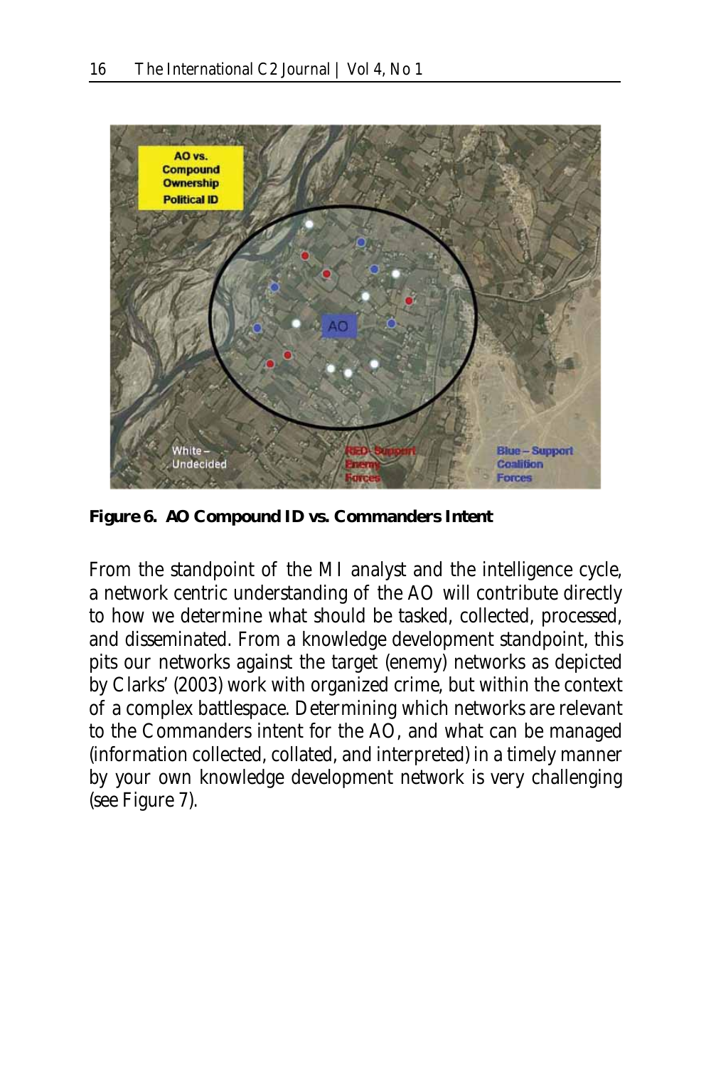**Figure 6. AO Compound ID vs. Commanders Intent**

From the standpoint of the MI analyst and the intelligence cycle, a network centric understanding of the AO will contribute directly to how we determine what should be tasked, collected, processed, and disseminated. From a knowledge development standpoint, this pits our networks against the target (enemy) networks as depicted by Clarks' (2003) work with organized crime, but within the context of a complex battlespace. Determining which networks are relevant to the Commanders intent for the AO, and what can be managed (information collected, collated, and interpreted) in a timely manner by your own knowledge development network is very challenging (see Figure 7).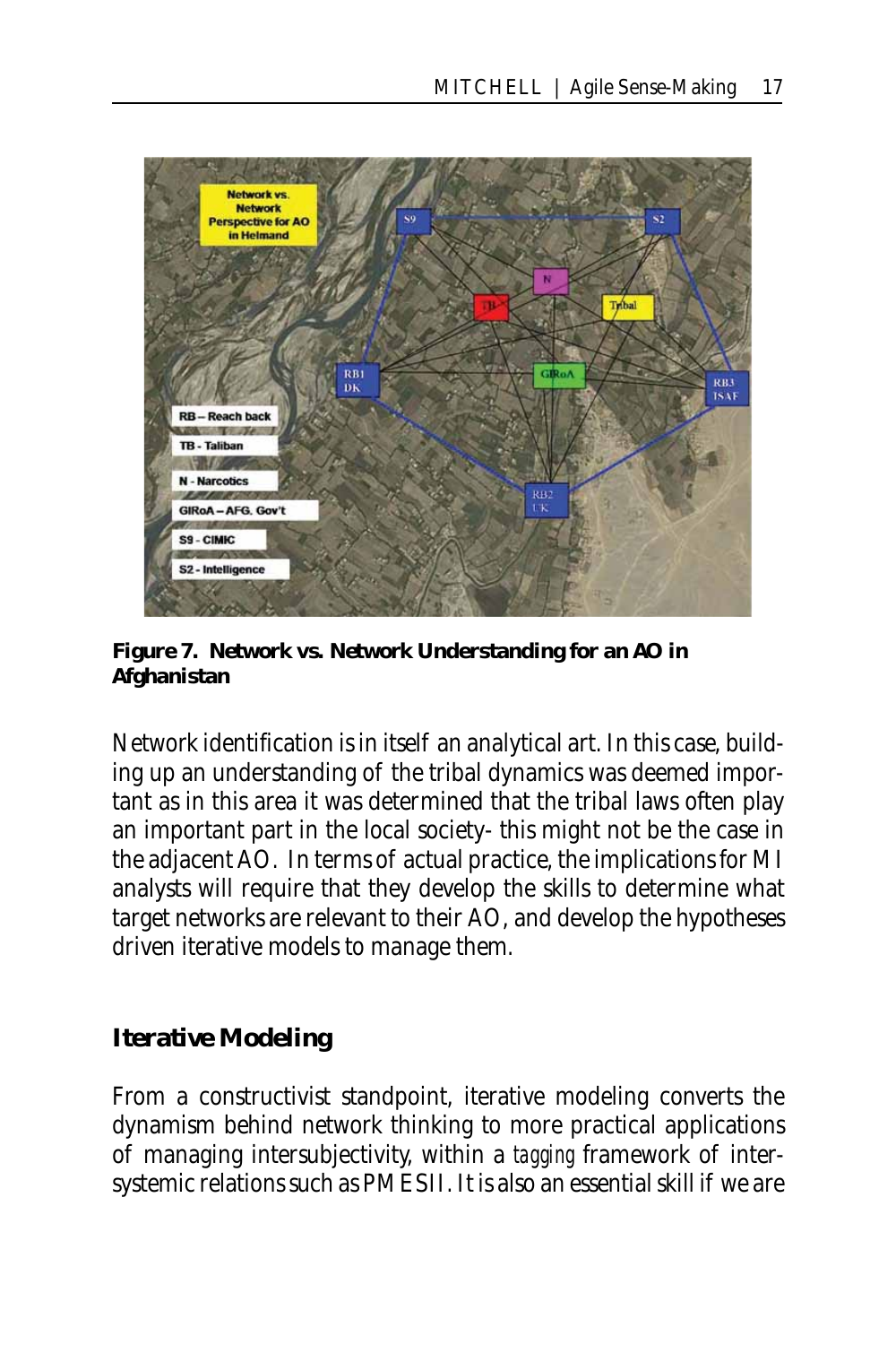**Figure 7. Network vs. Network Understanding for an AO in Afghanistan**

Network identification is in itself an analytical art. In this case, building up an understanding of the tribal dynamics was deemed important as in this area it was determined that the tribal laws often play an important part in the local society- this might not be the case in the adjacent AO. In terms of actual practice, the implications for MI analysts will require that they develop the skills to determine what target networks are relevant to their AO, and develop the hypotheses driven iterative models to manage them.

### Iterative Modeling

From a constructivist standpoint, iterative modeling converts the dynamism behind network thinking to more practical applications of managing intersubjectivity, within a *tagging* framework of inter-systemic relations such as PMESII. It is also an essential skill if we are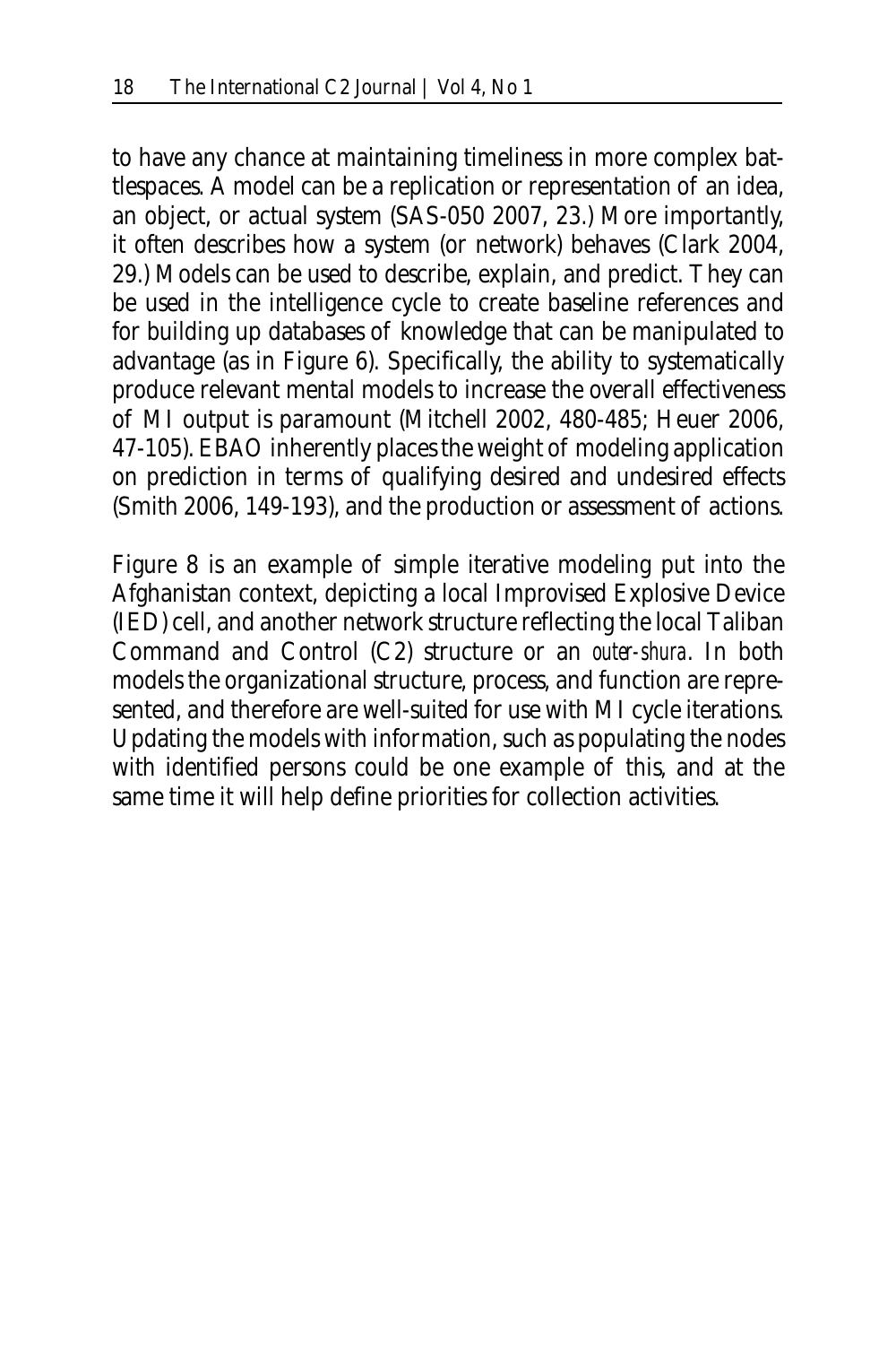to have any chance at maintaining timeliness in more complex battlespaces. A model can be a replication or representation of an idea, an object, or actual system (SAS-050 2007, 23.) More importantly, it often describes how a system (or network) behaves (Clark 2004, 29.) Models can be used to describe, explain, and predict. They can be used in the intelligence cycle to create baseline references and for building up databases of knowledge that can be manipulated to advantage (as in Figure 6). Specifically, the ability to systematically produce relevant mental models to increase the overall effectiveness of MI output is paramount (Mitchell 2002, 480-485; Heuer 2006, 47-105). EBAO inherently places the weight of modeling application on prediction in terms of qualifying desired and undesired effects (Smith 2006, 149-193), and the production or assessment of actions.

Figure 8 is an example of simple iterative modeling put into the Afghanistan context, depicting a local Improvised Explosive Device (IED) cell, and another network structure reflecting the local Taliban Command and Control (C2) structure or an *outer-shura*. In both models the organizational structure, process, and function are represented, and therefore are well-suited for use with MI cycle iterations. Updating the models with information, such as populating the nodes with identified persons could be one example of this, and at the same time it will help define priorities for collection activities.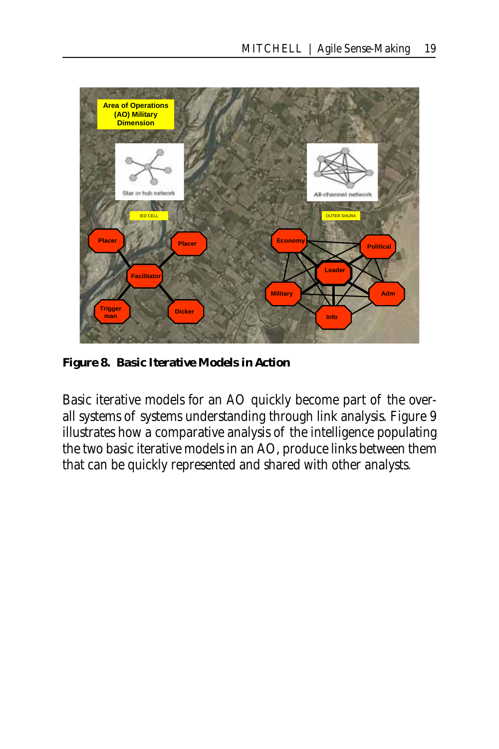**Figure 8. Basic Iterative Models in Action**

Basic iterative models for an AO quickly become part of the overall systems of systems understanding through link analysis. Figure 9 illustrates how a comparative analysis of the intelligence populating the two basic iterative models in an AO, produce links between them that can be quickly represented and shared with other analysts.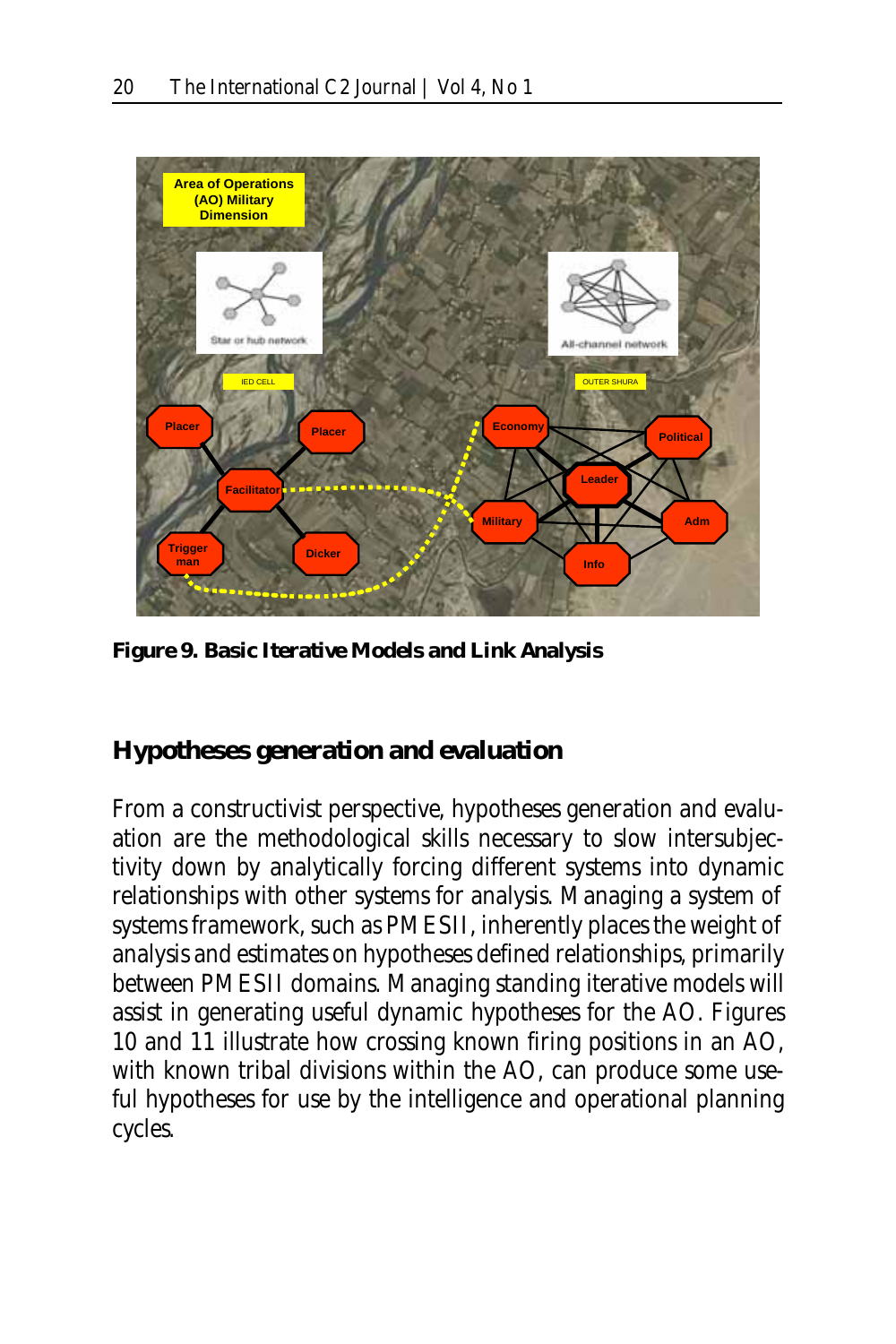**Figure 9. Basic Iterative Models and Link Analysis**

## Hypotheses generation and evaluation

From a constructivist perspective, hypotheses generation and evaluation are the methodological skills necessary to slow intersubjectivity down by analytically forcing different systems into dynamic relationships with other systems for analysis. Managing a system of systems framework, such as PMESII, inherently places the weight of analysis and estimates on hypotheses defined relationships, primarily between PMESII domains. Managing standing iterative models will assist in generating useful dynamic hypotheses for the AO. Figures 10 and 11 illustrate how crossing known firing positions in an AO, with known tribal divisions within the AO, can produce some useful hypotheses for use by the intelligence and operational planning cycles.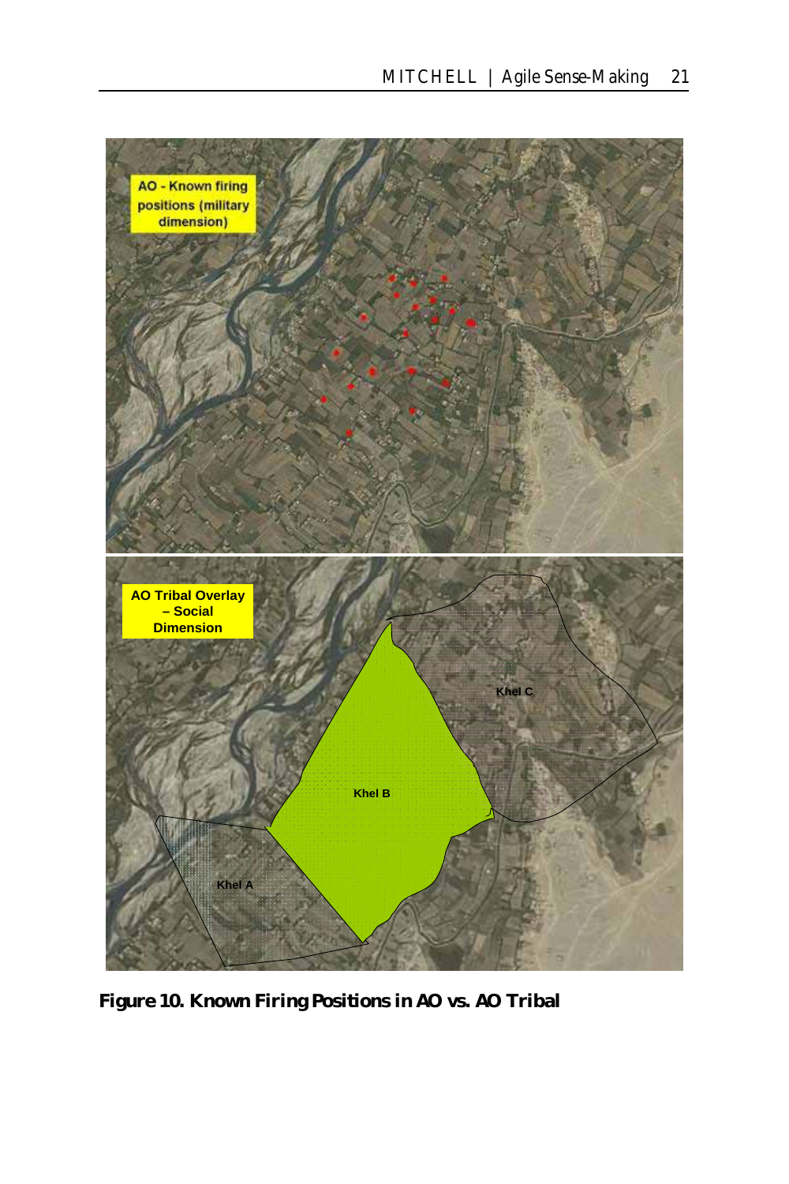**Figure 10. Known Firing Positions in AO vs. AO Tribal**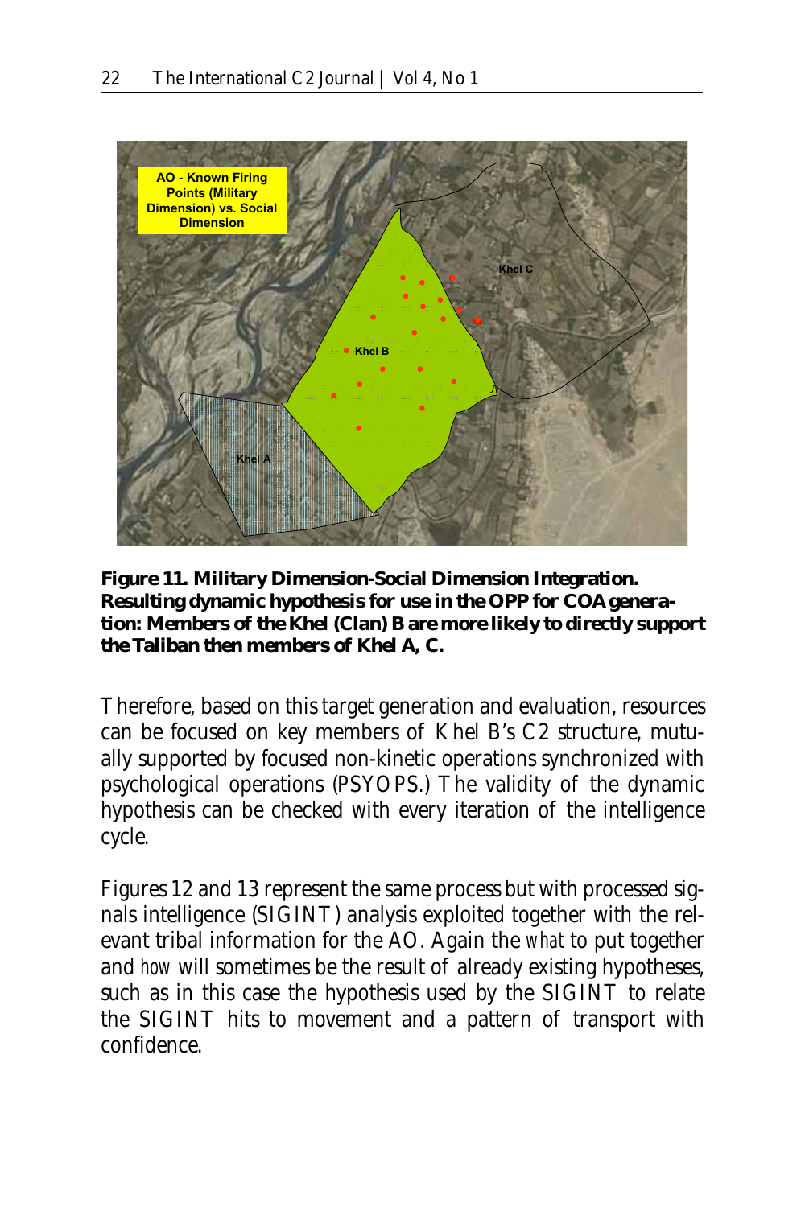**Figure 11. Military Dimension-Social Dimension Integration. Resulting dynamic hypothesis for use in the OPP for COA generation: Members of the Khel (Clan) B are more likely to directly support the Taliban then members of Khel A, C.**

Therefore, based on this target generation and evaluation, resources can be focused on key members of Khel B's C2 structure, mutually supported by focused non-kinetic operations synchronized with psychological operations (PSYOPS.) The validity of the dynamic hypothesis can be checked with every iteration of the intelligence cycle.

Figures 12 and 13 represent the same process but with processed signals intelligence (SIGINT) analysis exploited together with the relevant tribal information for the AO. Again the *what* to put together and *how* will sometimes be the result of already existing hypotheses, such as in this case the hypothesis used by the SIGINT to relate the SIGINT hits to movement and a pattern of transport with confidence.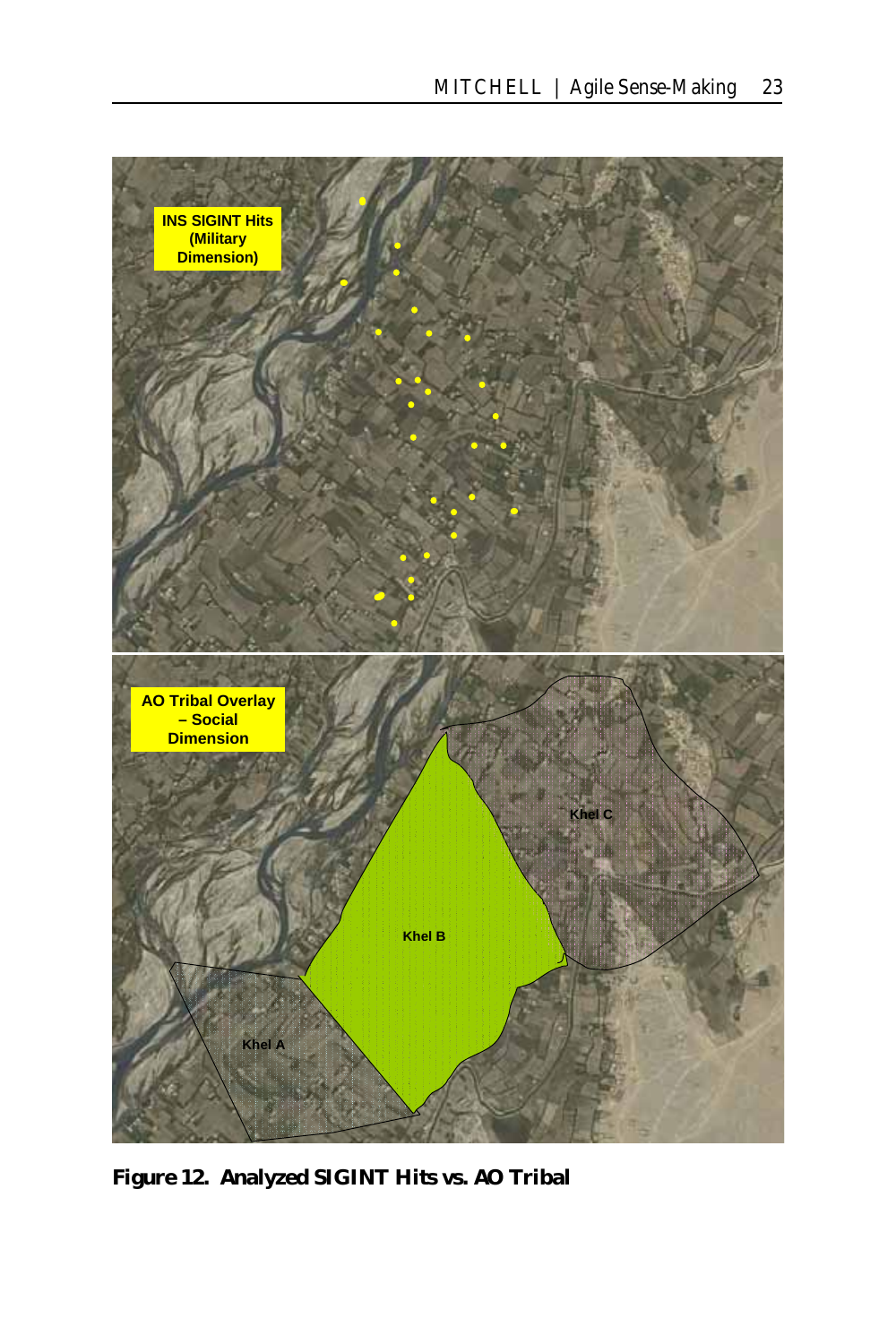**Figure 12. Analyzed SIGINT Hits vs. AO Tribal**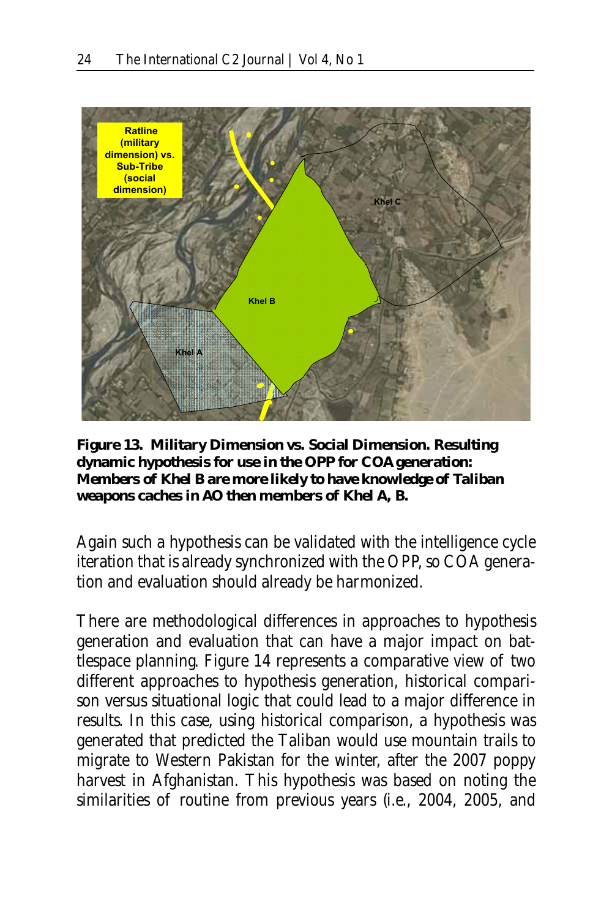**Figure 13. Military Dimension vs. Social Dimension. Resulting dynamic hypothesis for use in the OPP for COA generation: Members of Khel B are more likely to have knowledge of Taliban weapons caches in AO then members of Khel A, B.**

Again such a hypothesis can be validated with the intelligence cycle iteration that is already synchronized with the OPP, so COA generation and evaluation should already be harmonized.

There are methodological differences in approaches to hypothesis generation and evaluation that can have a major impact on battlespace planning. Figure 14 represents a comparative view of two different approaches to hypothesis generation, historical comparison versus situational logic that could lead to a major difference in results. In this case, using historical comparison, a hypothesis was generated that predicted the Taliban would use mountain trails to migrate to Western Pakistan for the winter, after the 2007 poppy harvest in Afghanistan. This hypothesis was based on noting the similarities of routine from previous years (i.e., 2004, 2005, and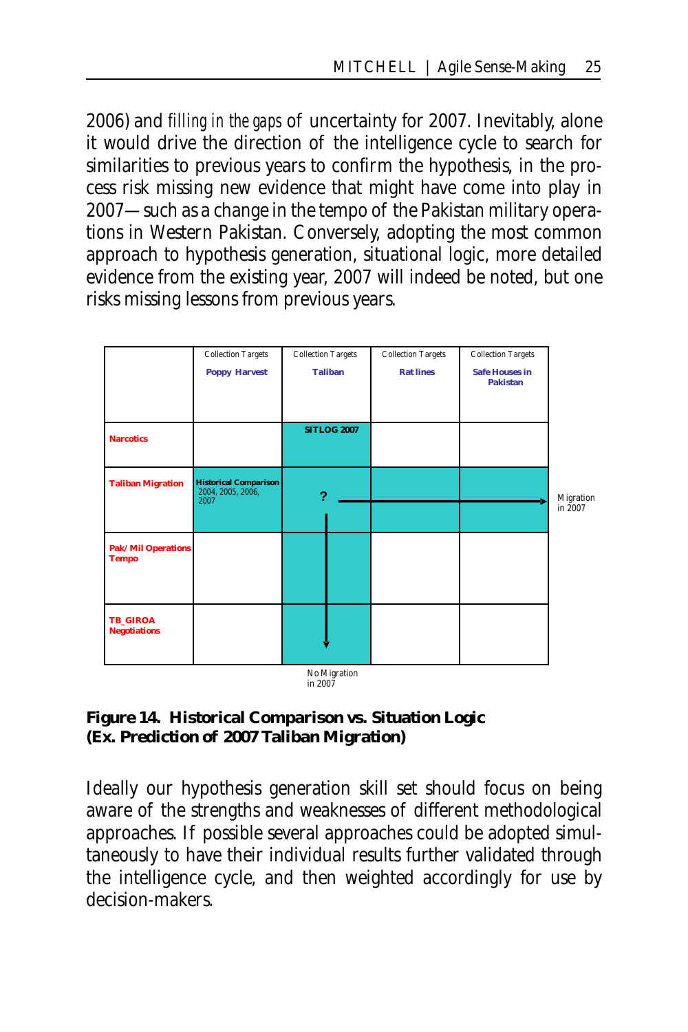2006) and *filling in the gaps* of uncertainty for 2007. Inevitably, alone it would drive the direction of the intelligence cycle to search for similarities to previous years to confirm the hypothesis, in the process risk missing new evidence that might have come into play in 2007—such as a change in the tempo of the Pakistan military operations in Western Pakistan. Conversely, adopting the most common approach to hypothesis generation, situational logic, more detailed evidence from the existing year, 2007 will indeed be noted, but one risks missing lessons from previous years.

| | Collection Targets **Poppy Harvest** | Collection Targets **Taliban** | Collection Targets **Rat lines** | Collection Targets **Safe Houses in Pakistan** | |
|---|---|---|---|---|---|
| **Narcotics** | | **SITLOG 2007** | | | |
| **Taliban Migration** | **Historical Comparison** 2004, 2005, 2006, 2007 | ? | | | Migration in 2007 |
| **Pak/Mil Operations Tempo** | | | | | |
| **TB_GIROA Negotiations** | | | | | |
| | | No Migration in 2007 | | | |

**Figure 14. Historical Comparison vs. Situation Logic (Ex. Prediction of 2007 Taliban Migration)**

Ideally our hypothesis generation skill set should focus on being aware of the strengths and weaknesses of different methodological approaches. If possible several approaches could be adopted simultaneously to have their individual results further validated through the intelligence cycle, and then weighted accordingly for use by decision-makers.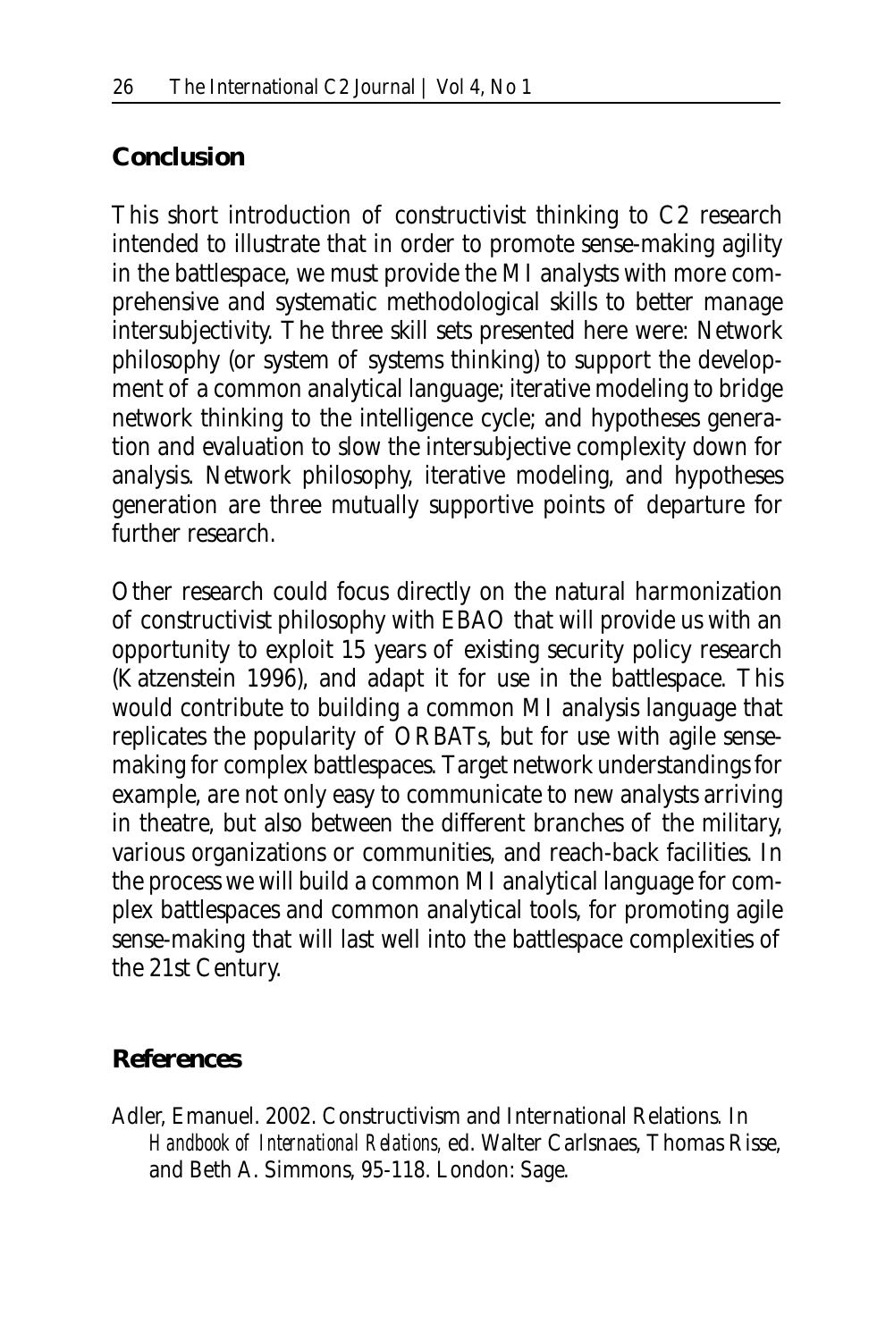## Conclusion

This short introduction of constructivist thinking to C2 research intended to illustrate that in order to promote sense-making agility in the battlespace, we must provide the MI analysts with more comprehensive and systematic methodological skills to better manage intersubjectivity. The three skill sets presented here were: Network philosophy (or system of systems thinking) to support the development of a common analytical language; iterative modeling to bridge network thinking to the intelligence cycle; and hypotheses generation and evaluation to slow the intersubjective complexity down for analysis. Network philosophy, iterative modeling, and hypotheses generation are three mutually supportive points of departure for further research.

Other research could focus directly on the natural harmonization of constructivist philosophy with EBAO that will provide us with an opportunity to exploit 15 years of existing security policy research (Katzenstein 1996), and adapt it for use in the battlespace. This would contribute to building a common MI analysis language that replicates the popularity of ORBATs, but for use with agile sense-making for complex battlespaces. Target network understandings for example, are not only easy to communicate to new analysts arriving in theatre, but also between the different branches of the military, various organizations or communities, and reach-back facilities. In the process we will build a common MI analytical language for complex battlespaces and common analytical tools, for promoting agile sense-making that will last well into the battlespace complexities of the 21st Century.

## References

Adler, Emanuel. 2002. Constructivism and International Relations. In *Handbook of International Relations,* ed. Walter Carlsnaes, Thomas Risse, and Beth A. Simmons, 95-118. London: Sage.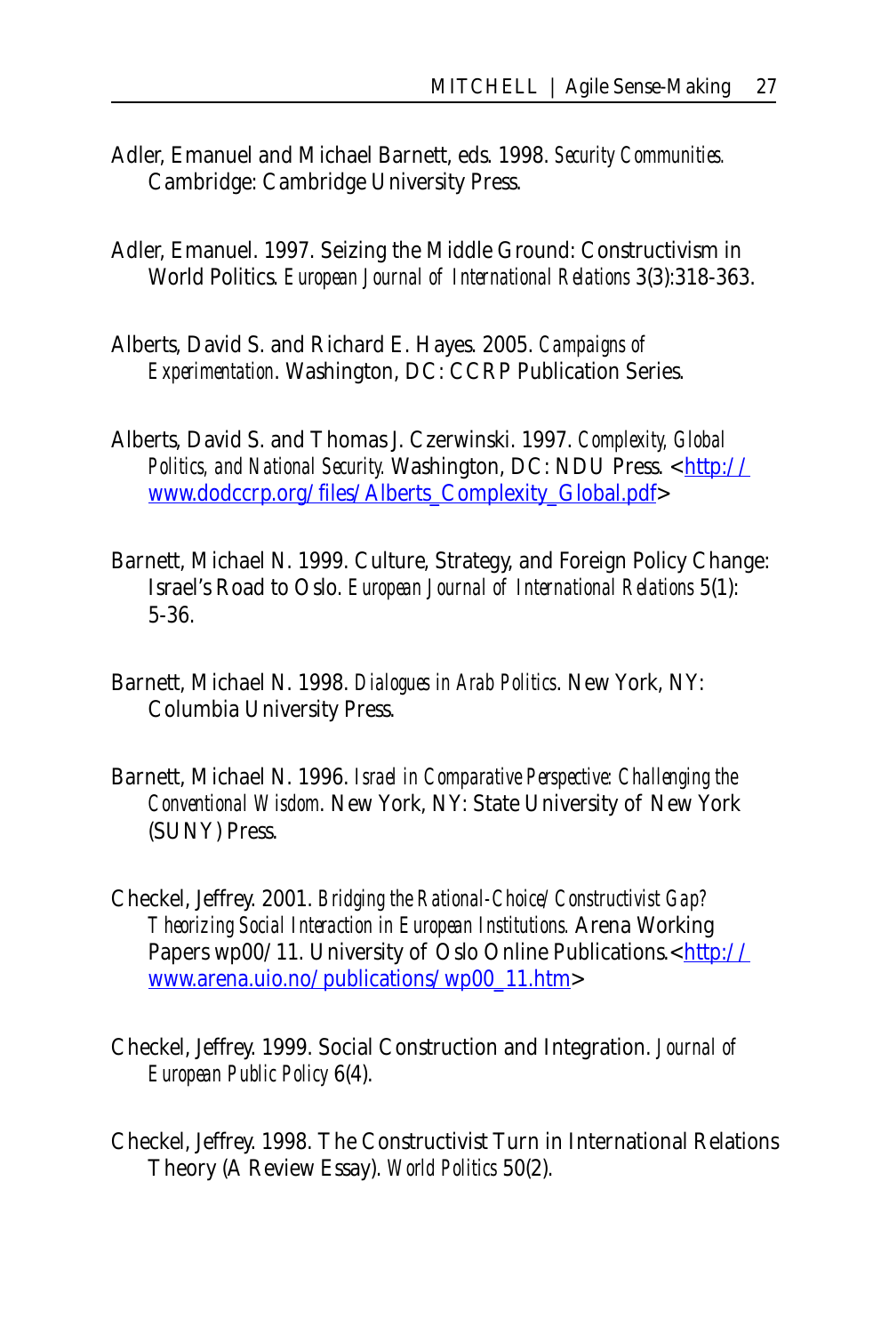Adler, Emanuel and Michael Barnett, eds. 1998. *Security Communities.* Cambridge: Cambridge University Press.

Adler, Emanuel. 1997. Seizing the Middle Ground: Constructivism in World Politics. *European Journal of International Relations* 3(3):318-363.

Alberts, David S. and Richard E. Hayes. 2005. *Campaigns of Experimentation*. Washington, DC: CCRP Publication Series.

Alberts, David S. and Thomas J. Czerwinski. 1997. *Complexity, Global Politics, and National Security.* Washington, DC: NDU Press. <http://www.dodccrp.org/files/Alberts_Complexity_Global.pdf>

Barnett, Michael N. 1999. Culture, Strategy, and Foreign Policy Change: Israel's Road to Oslo. *European Journal of International Relations* 5(1): 5-36.

Barnett, Michael N. 1998. *Dialogues in Arab Politics*. New York, NY: Columbia University Press.

Barnett, Michael N. 1996. *Israel in Comparative Perspective: Challenging the Conventional Wisdom*. New York, NY: State University of New York (SUNY) Press.

Checkel, Jeffrey. 2001. *Bridging the Rational-Choice/Constructivist Gap? Theorizing Social Interaction in European Institutions.* Arena Working Papers wp00/11. University of Oslo Online Publications.<http://www.arena.uio.no/publications/wp00_11.htm>

Checkel, Jeffrey. 1999. Social Construction and Integration. *Journal of European Public Policy* 6(4).

Checkel, Jeffrey. 1998. The Constructivist Turn in International Relations Theory (A Review Essay). *World Politics* 50(2).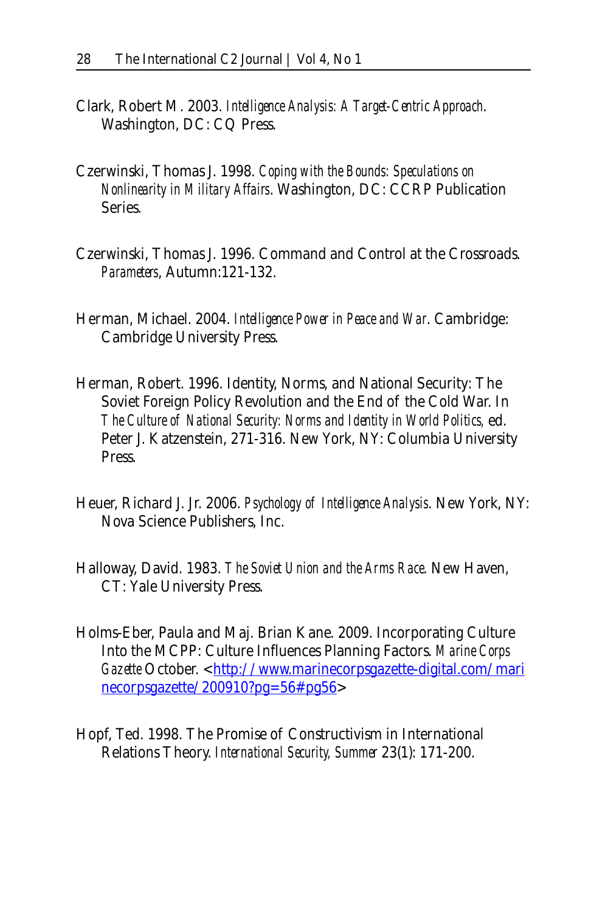Clark, Robert M. 2003. *Intelligence Analysis: A Target-Centric Approach*. Washington, DC: CQ Press.

Czerwinski, Thomas J. 1998. *Coping with the Bounds: Speculations on Nonlinearity in Military Affairs*. Washington, DC: CCRP Publication Series.

Czerwinski, Thomas J. 1996. Command and Control at the Crossroads. *Parameters*, Autumn:121-132.

Herman, Michael. 2004. *Intelligence Power in Peace and War*. Cambridge: Cambridge University Press.

Herman, Robert. 1996. Identity, Norms, and National Security: The Soviet Foreign Policy Revolution and the End of the Cold War. In *The Culture of National Security: Norms and Identity in World Politics,* ed. Peter J. Katzenstein, 271-316. New York, NY: Columbia University Press.

Heuer, Richard J. Jr. 2006. *Psychology of Intelligence Analysis*. New York, NY: Nova Science Publishers, Inc.

Halloway, David. 1983. *The Soviet Union and the Arms Race*. New Haven, CT: Yale University Press.

Holms-Eber, Paula and Maj. Brian Kane. 2009. Incorporating Culture Into the MCPP: Culture Influences Planning Factors. *Marine Corps Gazette* October. <http://www.marinecorpsgazette-digital.com/marinecorpsgazette/200910?pg=56#pg56>

Hopf, Ted. 1998. The Promise of Constructivism in International Relations Theory. *International Security, Summer* 23(1): 171-200.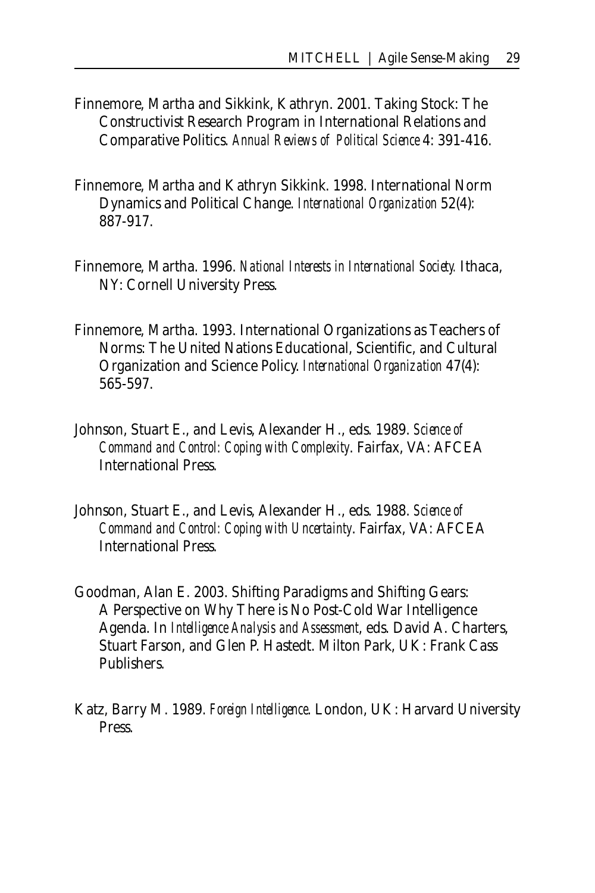Finnemore, Martha and Sikkink, Kathryn. 2001. Taking Stock: The Constructivist Research Program in International Relations and Comparative Politics. *Annual Reviews of Political Science* 4: 391-416.

Finnemore, Martha and Kathryn Sikkink. 1998. International Norm Dynamics and Political Change. *International Organization* 52(4): 887-917.

Finnemore, Martha. 1996. *National Interests in International Society.* Ithaca, NY: Cornell University Press.

Finnemore, Martha. 1993. International Organizations as Teachers of Norms: The United Nations Educational, Scientific, and Cultural Organization and Science Policy. *International Organization* 47(4): 565-597.

Johnson, Stuart E., and Levis, Alexander H., eds. 1989. *Science of Command and Control: Coping with Complexity*. Fairfax, VA: AFCEA International Press.

Johnson, Stuart E., and Levis, Alexander H., eds. 1988. *Science of Command and Control: Coping with Uncertainty*. Fairfax, VA: AFCEA International Press.

Goodman, Alan E. 2003. Shifting Paradigms and Shifting Gears: A Perspective on Why There is No Post-Cold War Intelligence Agenda. In *Intelligence Analysis and Assessment*, eds. David A. Charters, Stuart Farson, and Glen P. Hastedt. Milton Park, UK: Frank Cass Publishers.

Katz, Barry M. 1989. *Foreign Intelligence*. London, UK: Harvard University Press.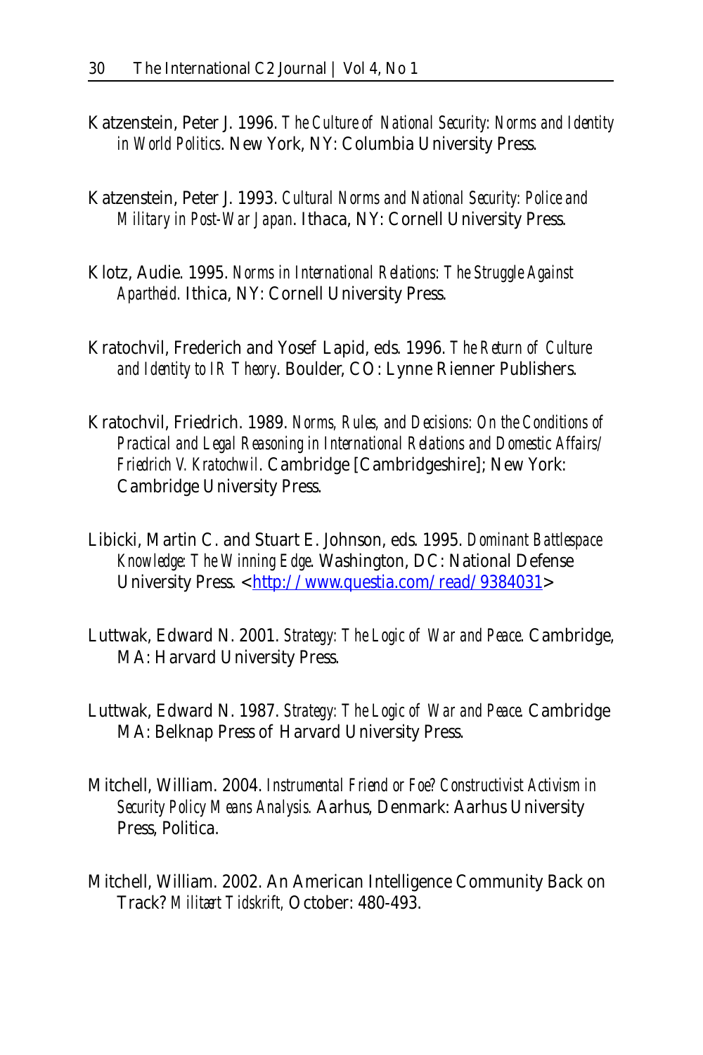Katzenstein, Peter J. 1996. *The Culture of National Security: Norms and Identity in World Politics*. New York, NY: Columbia University Press.

Katzenstein, Peter J. 1993. *Cultural Norms and National Security: Police and Military in Post-War Japan*. Ithaca, NY: Cornell University Press.

Klotz, Audie. 1995. *Norms in International Relations: The Struggle Against Apartheid.* Ithica, NY: Cornell University Press.

Kratochvil, Frederich and Yosef Lapid, eds. 1996. *The Return of Culture and Identity to IR Theory*. Boulder, CO: Lynne Rienner Publishers.

Kratochvil, Friedrich. 1989. *Norms, Rules, and Decisions: On the Conditions of Practical and Legal Reasoning in International Relations and Domestic Affairs/ Friedrich V. Kratochwil*. Cambridge [Cambridgeshire]; New York: Cambridge University Press.

Libicki, Martin C. and Stuart E. Johnson, eds. 1995. *Dominant Battlespace Knowledge: The Winning Edge*. Washington, DC: National Defense University Press. <http://www.questia.com/read/9384031>

Luttwak, Edward N. 2001. *Strategy: The Logic of War and Peace*. Cambridge, MA: Harvard University Press.

Luttwak, Edward N. 1987. *Strategy: The Logic of War and Peace*. Cambridge MA: Belknap Press of Harvard University Press.

Mitchell, William. 2004. *Instrumental Friend or Foe? Constructivist Activism in Security Policy Means Analysis.* Aarhus, Denmark: Aarhus University Press, Politica.

Mitchell, William. 2002. An American Intelligence Community Back on Track? *Militært Tidskrift,* October: 480-493.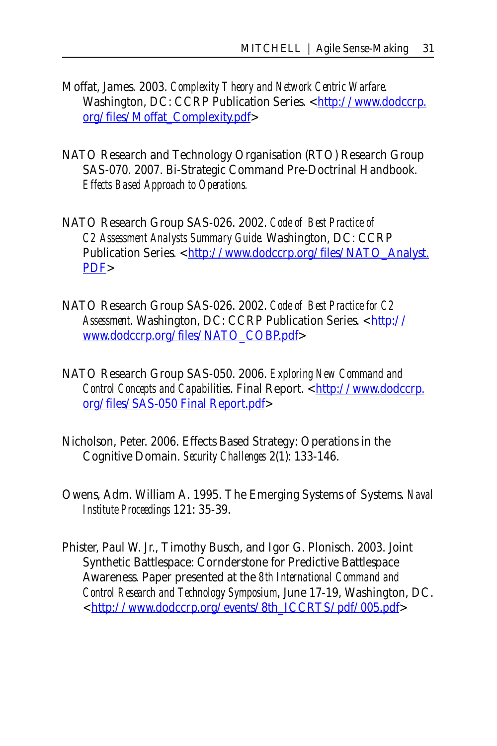Moffat, James. 2003. *Complexity Theory and Network Centric Warfare*. Washington, DC: CCRP Publication Series. <http://www.dodccrp.org/files/Moffat_Complexity.pdf>

NATO Research and Technology Organisation (RTO) Research Group SAS-070. 2007. Bi-Strategic Command Pre-Doctrinal Handbook. *Effects Based Approach to Operations.*

NATO Research Group SAS-026. 2002. *Code of Best Practice of C2 Assessment Analysts Summary Guide.* Washington, DC: CCRP Publication Series. <http://www.dodccrp.org/files/NATO_Analyst.PDF>

NATO Research Group SAS-026. 2002. *Code of Best Practice for C2 Assessment*. Washington, DC: CCRP Publication Series. <http://www.dodccrp.org/files/NATO_COBP.pdf>

NATO Research Group SAS-050. 2006. *Exploring New Command and Control Concepts and Capabilities*. Final Report. <http://www.dodccrp.org/files/SAS-050 Final Report.pdf>

Nicholson, Peter. 2006. Effects Based Strategy: Operations in the Cognitive Domain. *Security Challenges* 2(1): 133-146.

Owens, Adm. William A. 1995. The Emerging Systems of Systems. *Naval Institute Proceedings* 121: 35-39.

Phister, Paul W. Jr., Timothy Busch, and Igor G. Plonisch. 2003. Joint Synthetic Battlespace: Cornderstone for Predictive Battlespace Awareness. Paper presented at the *8th International Command and Control Research and Technology Symposium*, June 17-19, Washington, DC. <http://www.dodccrp.org/events/8th_ICCRTS/pdf/005.pdf>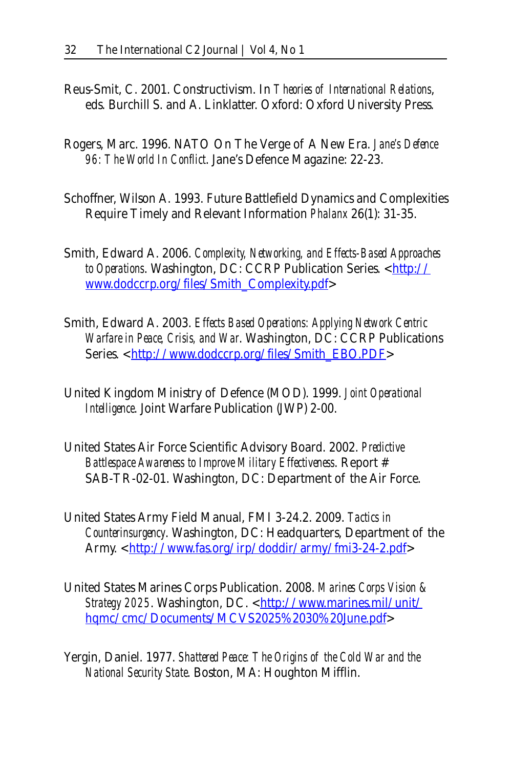Reus-Smit, C. 2001. Constructivism. In *Theories of International Relations*, eds. Burchill S. and A. Linklatter. Oxford: Oxford University Press.

Rogers, Marc. 1996. NATO On The Verge of A New Era. *Jane's Defence 96: The World In Conflict*. Jane's Defence Magazine: 22-23.

Schoffner, Wilson A. 1993. Future Battlefield Dynamics and Complexities Require Timely and Relevant Information *Phalanx* 26(1): 31-35.

Smith, Edward A. 2006. *Complexity, Networking, and Effects-Based Approaches to Operations*. Washington, DC: CCRP Publication Series. <http://www.dodccrp.org/files/Smith_Complexity.pdf>

Smith, Edward A. 2003. *Effects Based Operations: Applying Network Centric Warfare in Peace, Crisis, and War*. Washington, DC: CCRP Publications Series. <http://www.dodccrp.org/files/Smith_EBO.PDF>

United Kingdom Ministry of Defence (MOD). 1999. *Joint Operational Intelligence*. Joint Warfare Publication (JWP) 2-00.

United States Air Force Scientific Advisory Board. 2002. *Predictive Battlespace Awareness to Improve Military Effectiveness*. Report # SAB-TR-02-01. Washington, DC: Department of the Air Force.

United States Army Field Manual, FMI 3-24.2. 2009. *Tactics in Counterinsurgency*. Washington, DC: Headquarters, Department of the Army. <http://www.fas.org/irp/doddir/army/fmi3-24-2.pdf>

United States Marines Corps Publication. 2008. *Marines Corps Vision & Strategy 2025*. Washington, DC. <http://www.marines.mil/unit/hqmc/cmc/Documents/MCVS2025%2030%20June.pdf>

Yergin, Daniel. 1977. *Shattered Peace: The Origins of the Cold War and the National Security State*. Boston, MA: Houghton Mifflin.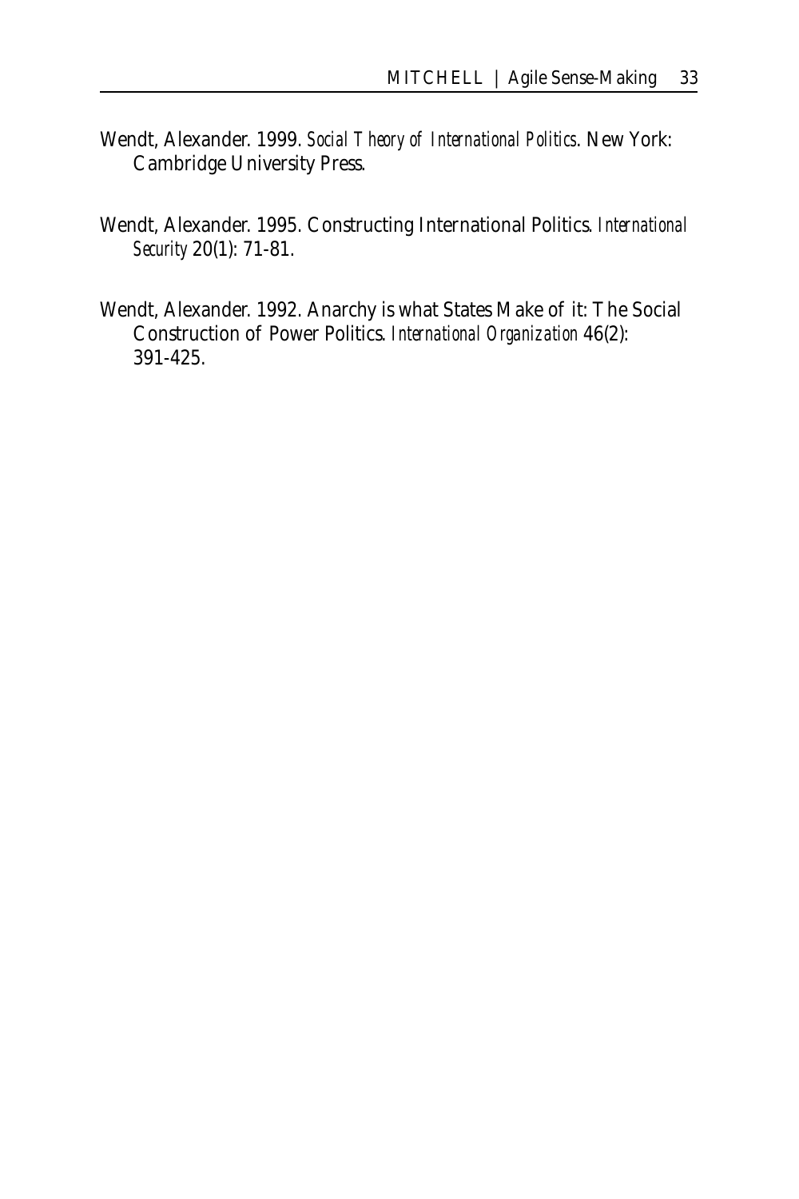Wendt, Alexander. 1999. *Social Theory of International Politics*. New York: Cambridge University Press.

Wendt, Alexander. 1995. Constructing International Politics. *International Security* 20(1): 71-81.

Wendt, Alexander. 1992. Anarchy is what States Make of it: The Social Construction of Power Politics. *International Organization* 46(2): 391-425.